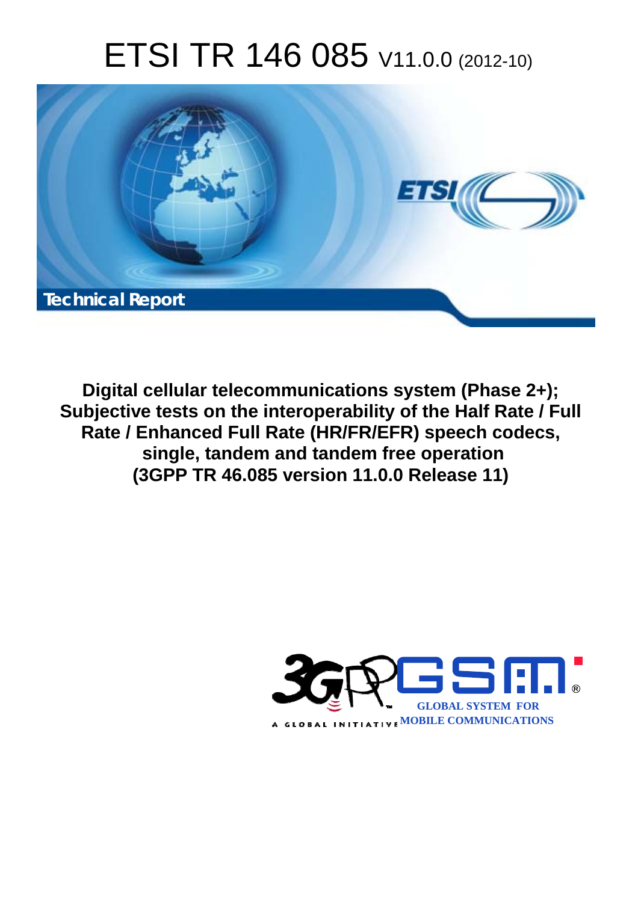# ETSI TR 146 085 V11.0.0 (2012-10)

Technical Report

**Digital cellular telecommunications system (Phase 2+); Subjective tests on the interoperability of the Half Rate / Full Rate / Enhanced Full Rate (HR/FR/EFR) speech codecs, single, tandem and tandem free operation (3GPP TR 46.085 version 11.0.0 Release 11)**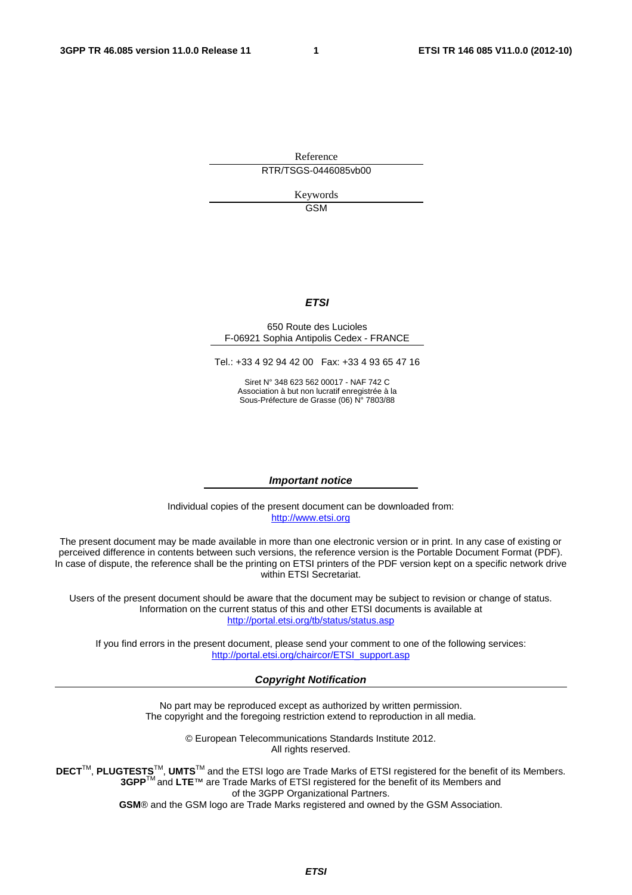Reference

RTR/TSGS-0446085vb00

Keywords

GSM

***ETSI***

650 Route des Lucioles
F-06921 Sophia Antipolis Cedex - FRANCE

Tel.: +33 4 92 94 42 00 Fax: +33 4 93 65 47 16

Siret N° 348 623 562 00017 - NAF 742 C
Association à but non lucratif enregistrée à la
Sous-Préfecture de Grasse (06) N° 7803/88

***Important notice***

Individual copies of the present document can be downloaded from:
http://www.etsi.org

The present document may be made available in more than one electronic version or in print. In any case of existing or perceived difference in contents between such versions, the reference version is the Portable Document Format (PDF). In case of dispute, the reference shall be the printing on ETSI printers of the PDF version kept on a specific network drive within ETSI Secretariat.

Users of the present document should be aware that the document may be subject to revision or change of status. Information on the current status of this and other ETSI documents is available at
http://portal.etsi.org/tb/status/status.asp

If you find errors in the present document, please send your comment to one of the following services:
http://portal.etsi.org/chaircor/ETSI_support.asp

***Copyright Notification***

No part may be reproduced except as authorized by written permission.
The copyright and the foregoing restriction extend to reproduction in all media.

© European Telecommunications Standards Institute 2012.
All rights reserved.

**DECT**™, **PLUGTESTS**™, **UMTS**™ and the ETSI logo are Trade Marks of ETSI registered for the benefit of its Members.
**3GPP**™ and **LTE**™ are Trade Marks of ETSI registered for the benefit of its Members and of the 3GPP Organizational Partners.
**GSM**® and the GSM logo are Trade Marks registered and owned by the GSM Association.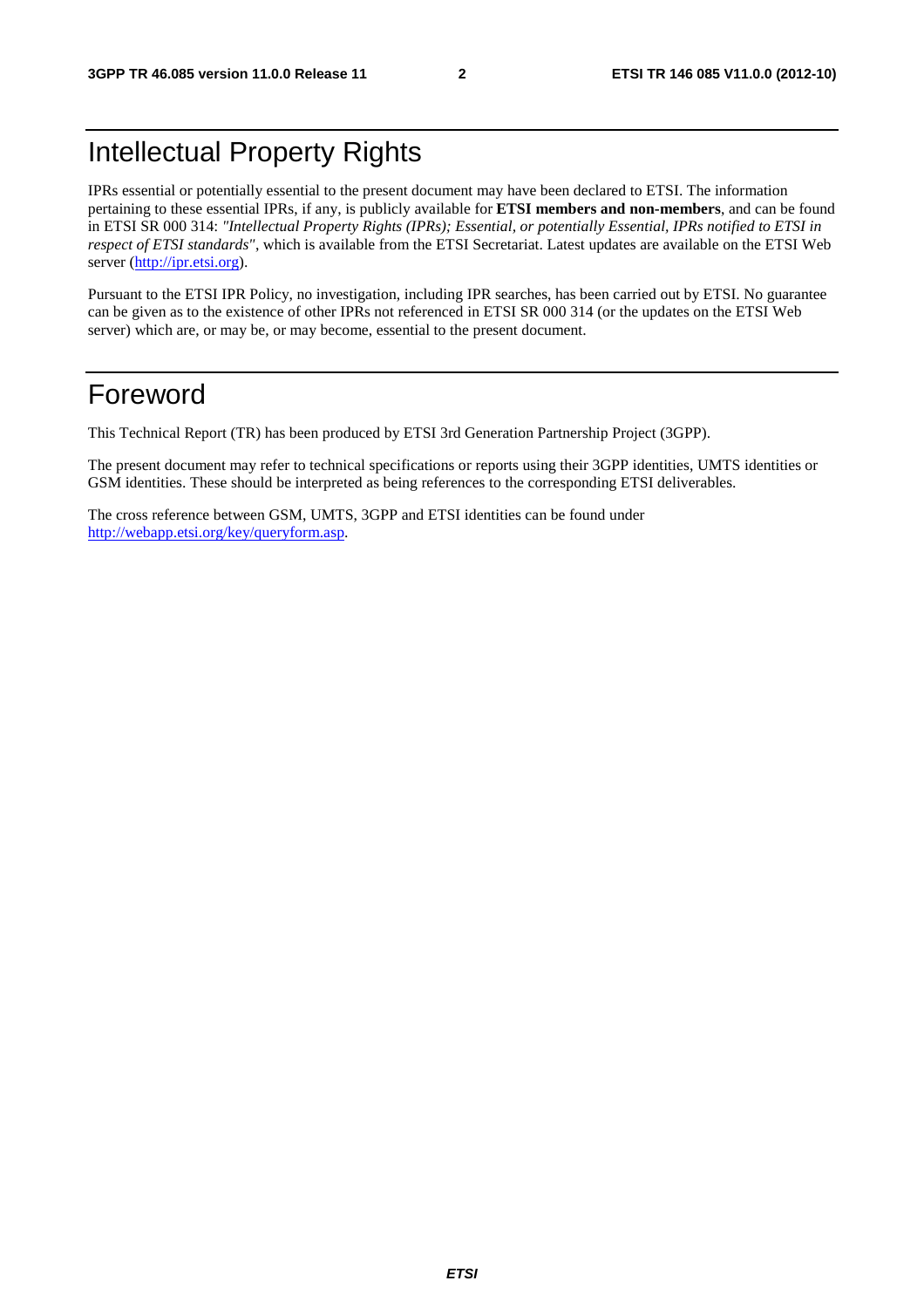# Intellectual Property Rights

IPRs essential or potentially essential to the present document may have been declared to ETSI. The information pertaining to these essential IPRs, if any, is publicly available for **ETSI members and non-members**, and can be found in ETSI SR 000 314: *"Intellectual Property Rights (IPRs); Essential, or potentially Essential, IPRs notified to ETSI in respect of ETSI standards"*, which is available from the ETSI Secretariat. Latest updates are available on the ETSI Web server (http://ipr.etsi.org).

Pursuant to the ETSI IPR Policy, no investigation, including IPR searches, has been carried out by ETSI. No guarantee can be given as to the existence of other IPRs not referenced in ETSI SR 000 314 (or the updates on the ETSI Web server) which are, or may be, or may become, essential to the present document.

# Foreword

This Technical Report (TR) has been produced by ETSI 3rd Generation Partnership Project (3GPP).

The present document may refer to technical specifications or reports using their 3GPP identities, UMTS identities or GSM identities. These should be interpreted as being references to the corresponding ETSI deliverables.

The cross reference between GSM, UMTS, 3GPP and ETSI identities can be found under http://webapp.etsi.org/key/queryform.asp.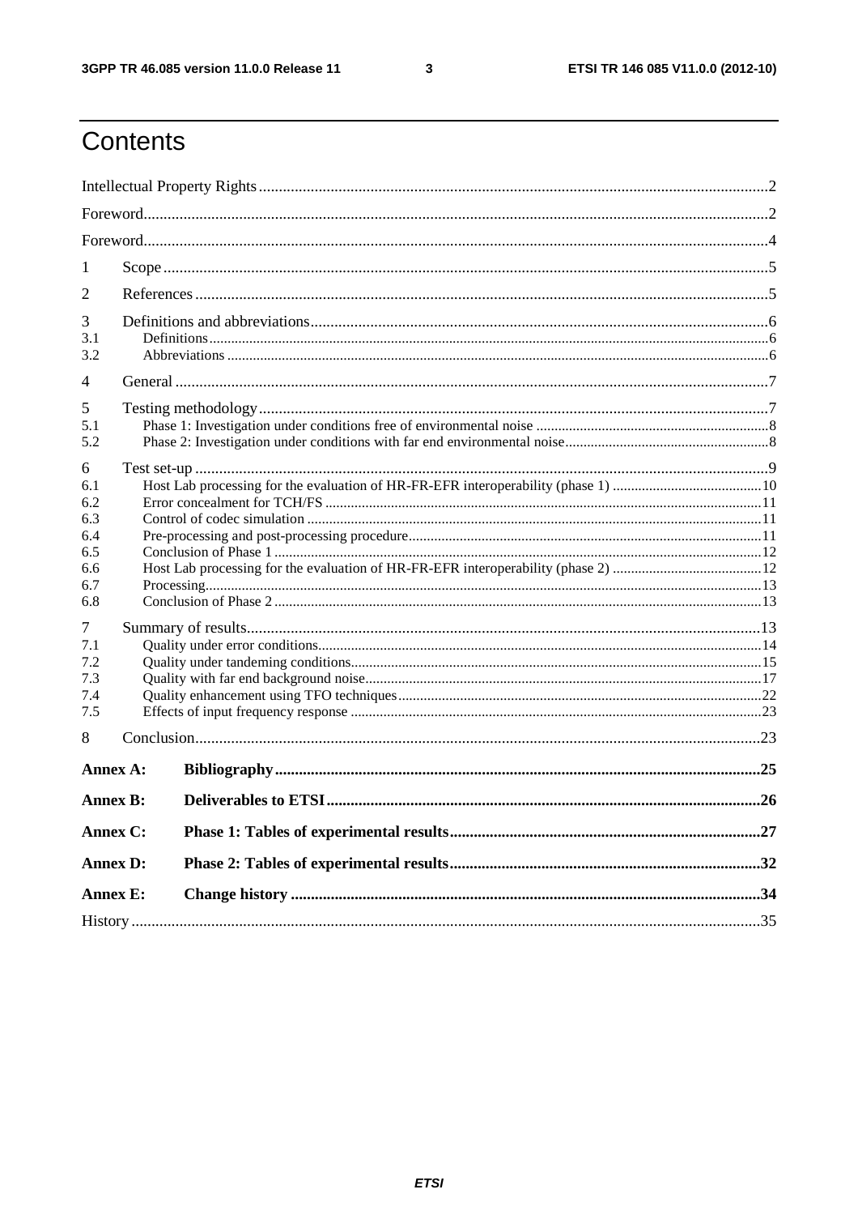# Contents

Intellectual Property Rights .......... 2
Foreword .......... 2
Foreword .......... 4

1 Scope .......... 5

2 References .......... 5

3 Definitions and abbreviations .......... 6
3.1 Definitions .......... 6
3.2 Abbreviations .......... 6

4 General .......... 7

5 Testing methodology .......... 7
5.1 Phase 1: Investigation under conditions free of environmental noise .......... 8
5.2 Phase 2: Investigation under conditions with far end environmental noise .......... 8

6 Test set-up .......... 9
6.1 Host Lab processing for the evaluation of HR-FR-EFR interoperability (phase 1) .......... 10
6.2 Error concealment for TCH/FS .......... 11
6.3 Control of codec simulation .......... 11
6.4 Pre-processing and post-processing procedure .......... 11
6.5 Conclusion of Phase 1 .......... 12
6.6 Host Lab processing for the evaluation of HR-FR-EFR interoperability (phase 2) .......... 12
6.7 Processing .......... 13
6.8 Conclusion of Phase 2 .......... 13

7 Summary of results .......... 13
7.1 Quality under error conditions .......... 14
7.2 Quality under tandeming conditions .......... 15
7.3 Quality with far end background noise .......... 17
7.4 Quality enhancement using TFO techniques .......... 22
7.5 Effects of input frequency response .......... 23

8 Conclusion .......... 23

**Annex A: Bibliography .......... 25**

**Annex B: Deliverables to ETSI .......... 26**

**Annex C: Phase 1: Tables of experimental results .......... 27**

**Annex D: Phase 2: Tables of experimental results .......... 32**

**Annex E: Change history .......... 34**

History .......... 35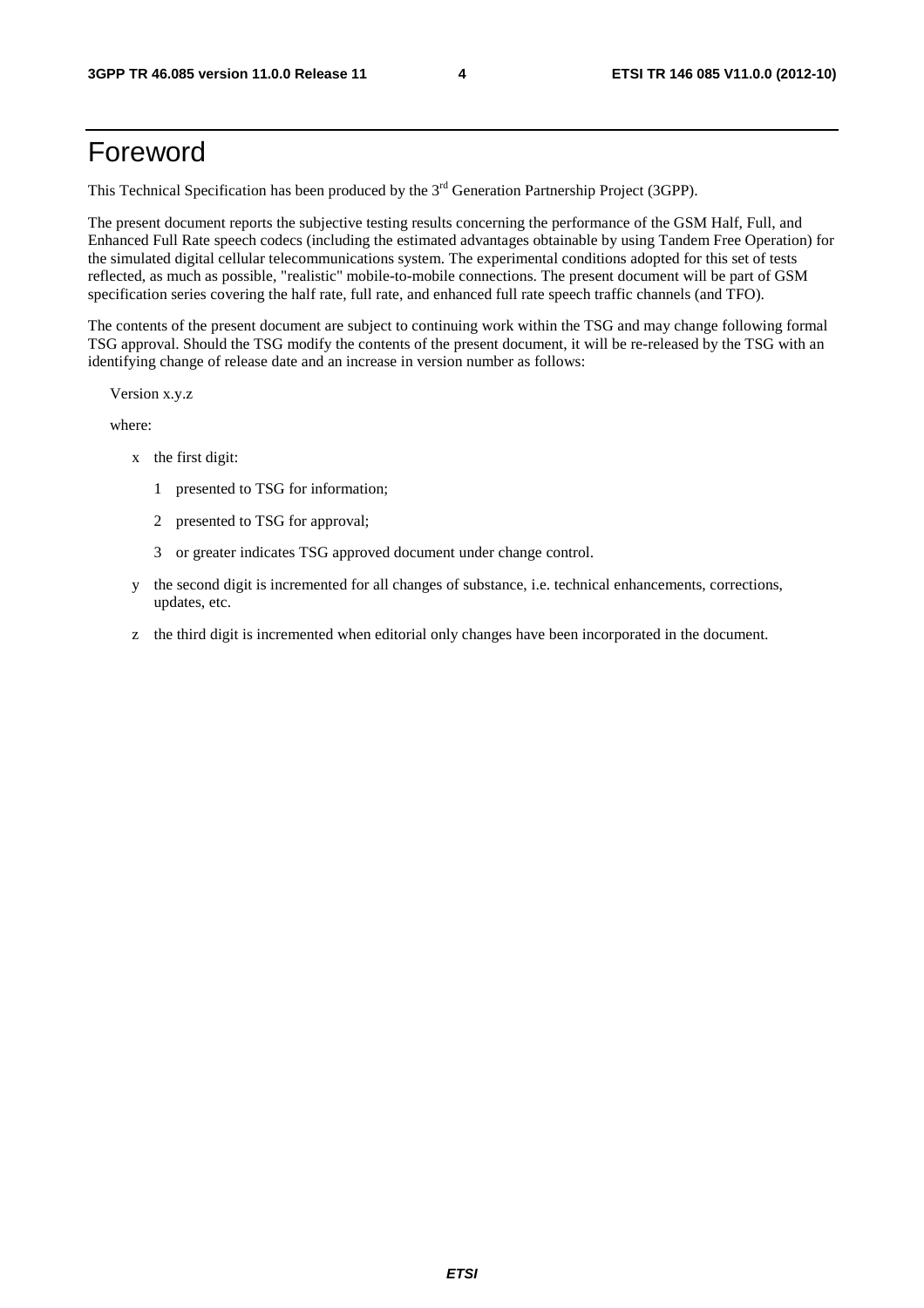# Foreword

This Technical Specification has been produced by the 3rd Generation Partnership Project (3GPP).

The present document reports the subjective testing results concerning the performance of the GSM Half, Full, and Enhanced Full Rate speech codecs (including the estimated advantages obtainable by using Tandem Free Operation) for the simulated digital cellular telecommunications system. The experimental conditions adopted for this set of tests reflected, as much as possible, "realistic" mobile-to-mobile connections. The present document will be part of GSM specification series covering the half rate, full rate, and enhanced full rate speech traffic channels (and TFO).

The contents of the present document are subject to continuing work within the TSG and may change following formal TSG approval. Should the TSG modify the contents of the present document, it will be re-released by the TSG with an identifying change of release date and an increase in version number as follows:

Version x.y.z

where:

- x the first digit:
  - 1 presented to TSG for information;
  - 2 presented to TSG for approval;
  - 3 or greater indicates TSG approved document under change control.
- y the second digit is incremented for all changes of substance, i.e. technical enhancements, corrections, updates, etc.
- z the third digit is incremented when editorial only changes have been incorporated in the document.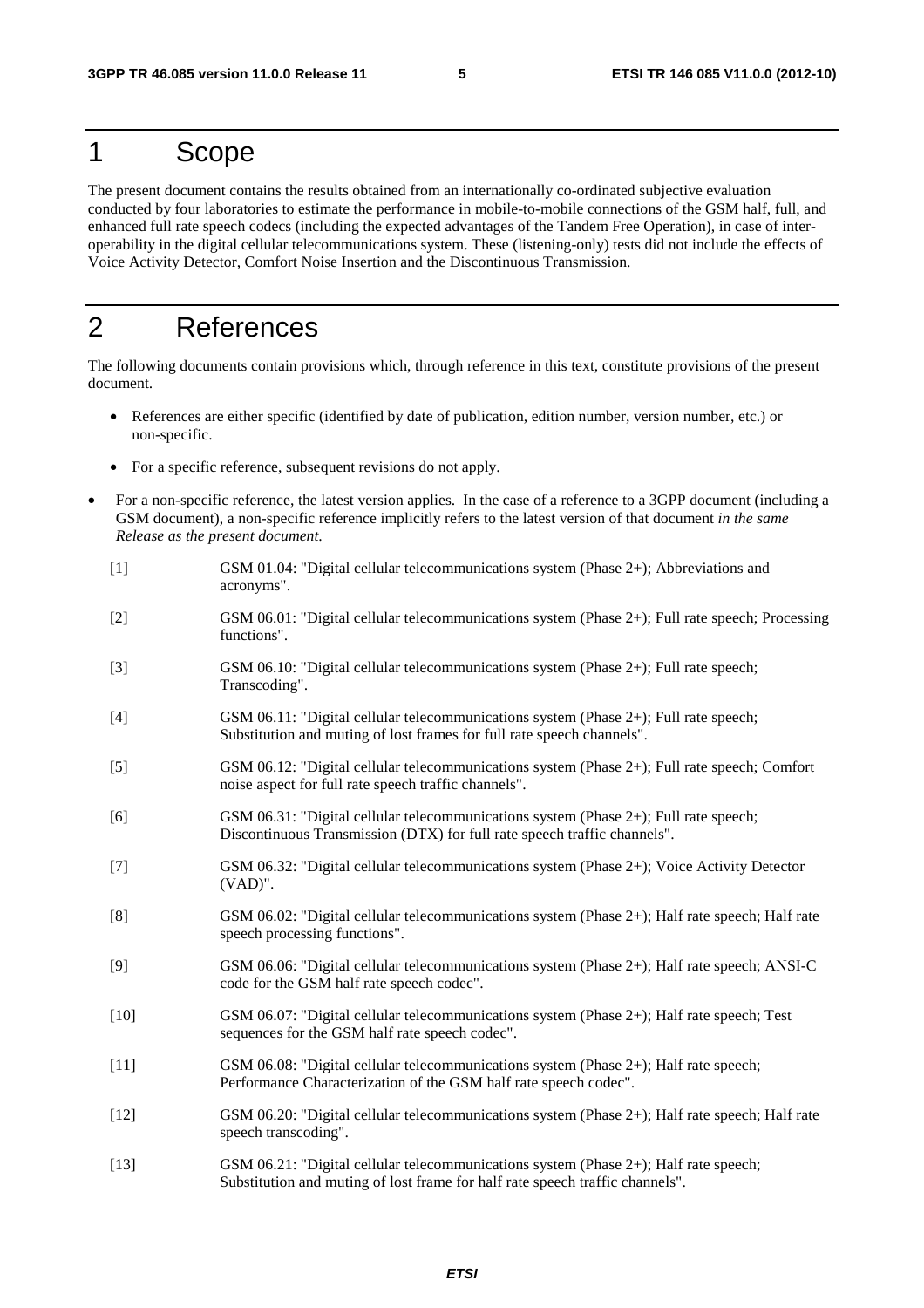# 1 Scope

The present document contains the results obtained from an internationally co-ordinated subjective evaluation conducted by four laboratories to estimate the performance in mobile-to-mobile connections of the GSM half, full, and enhanced full rate speech codecs (including the expected advantages of the Tandem Free Operation), in case of inter-operability in the digital cellular telecommunications system. These (listening-only) tests did not include the effects of Voice Activity Detector, Comfort Noise Insertion and the Discontinuous Transmission.

# 2 References

The following documents contain provisions which, through reference in this text, constitute provisions of the present document.

- References are either specific (identified by date of publication, edition number, version number, etc.) or non-specific.
- For a specific reference, subsequent revisions do not apply.
- For a non-specific reference, the latest version applies. In the case of a reference to a 3GPP document (including a GSM document), a non-specific reference implicitly refers to the latest version of that document *in the same Release as the present document*.

[1] GSM 01.04: "Digital cellular telecommunications system (Phase 2+); Abbreviations and acronyms".

[2] GSM 06.01: "Digital cellular telecommunications system (Phase 2+); Full rate speech; Processing functions".

[3] GSM 06.10: "Digital cellular telecommunications system (Phase 2+); Full rate speech; Transcoding".

[4] GSM 06.11: "Digital cellular telecommunications system (Phase 2+); Full rate speech; Substitution and muting of lost frames for full rate speech channels".

[5] GSM 06.12: "Digital cellular telecommunications system (Phase 2+); Full rate speech; Comfort noise aspect for full rate speech traffic channels".

[6] GSM 06.31: "Digital cellular telecommunications system (Phase 2+); Full rate speech; Discontinuous Transmission (DTX) for full rate speech traffic channels".

[7] GSM 06.32: "Digital cellular telecommunications system (Phase 2+); Voice Activity Detector (VAD)".

[8] GSM 06.02: "Digital cellular telecommunications system (Phase 2+); Half rate speech; Half rate speech processing functions".

[9] GSM 06.06: "Digital cellular telecommunications system (Phase 2+); Half rate speech; ANSI-C code for the GSM half rate speech codec".

[10] GSM 06.07: "Digital cellular telecommunications system (Phase 2+); Half rate speech; Test sequences for the GSM half rate speech codec".

[11] GSM 06.08: "Digital cellular telecommunications system (Phase 2+); Half rate speech; Performance Characterization of the GSM half rate speech codec".

[12] GSM 06.20: "Digital cellular telecommunications system (Phase 2+); Half rate speech; Half rate speech transcoding".

[13] GSM 06.21: "Digital cellular telecommunications system (Phase 2+); Half rate speech; Substitution and muting of lost frame for half rate speech traffic channels".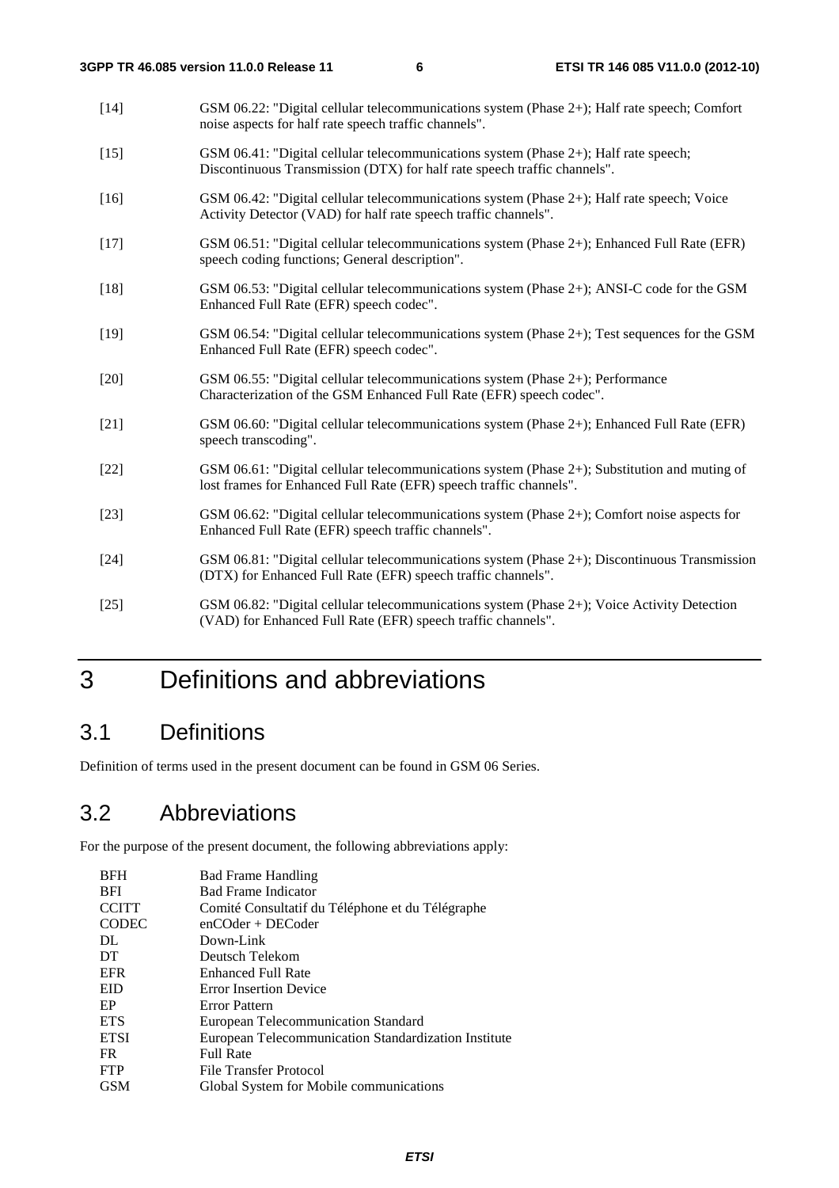[14] GSM 06.22: "Digital cellular telecommunications system (Phase 2+); Half rate speech; Comfort noise aspects for half rate speech traffic channels".

[15] GSM 06.41: "Digital cellular telecommunications system (Phase 2+); Half rate speech; Discontinuous Transmission (DTX) for half rate speech traffic channels".

[16] GSM 06.42: "Digital cellular telecommunications system (Phase 2+); Half rate speech; Voice Activity Detector (VAD) for half rate speech traffic channels".

[17] GSM 06.51: "Digital cellular telecommunications system (Phase 2+); Enhanced Full Rate (EFR) speech coding functions; General description".

[18] GSM 06.53: "Digital cellular telecommunications system (Phase 2+); ANSI-C code for the GSM Enhanced Full Rate (EFR) speech codec".

[19] GSM 06.54: "Digital cellular telecommunications system (Phase 2+); Test sequences for the GSM Enhanced Full Rate (EFR) speech codec".

[20] GSM 06.55: "Digital cellular telecommunications system (Phase 2+); Performance Characterization of the GSM Enhanced Full Rate (EFR) speech codec".

[21] GSM 06.60: "Digital cellular telecommunications system (Phase 2+); Enhanced Full Rate (EFR) speech transcoding".

[22] GSM 06.61: "Digital cellular telecommunications system (Phase 2+); Substitution and muting of lost frames for Enhanced Full Rate (EFR) speech traffic channels".

[23] GSM 06.62: "Digital cellular telecommunications system (Phase 2+); Comfort noise aspects for Enhanced Full Rate (EFR) speech traffic channels".

[24] GSM 06.81: "Digital cellular telecommunications system (Phase 2+); Discontinuous Transmission (DTX) for Enhanced Full Rate (EFR) speech traffic channels".

[25] GSM 06.82: "Digital cellular telecommunications system (Phase 2+); Voice Activity Detection (VAD) for Enhanced Full Rate (EFR) speech traffic channels".

# 3 Definitions and abbreviations

## 3.1 Definitions

Definition of terms used in the present document can be found in GSM 06 Series.

## 3.2 Abbreviations

For the purpose of the present document, the following abbreviations apply:

BFH Bad Frame Handling
BFI Bad Frame Indicator
CCITT Comité Consultatif du Téléphone et du Télégraphe
CODEC enCOder + DECoder
DL Down-Link
DT Deutsch Telekom
EFR Enhanced Full Rate
EID Error Insertion Device
EP Error Pattern
ETS European Telecommunication Standard
ETSI European Telecommunication Standardization Institute
FR Full Rate
FTP File Transfer Protocol
GSM Global System for Mobile communications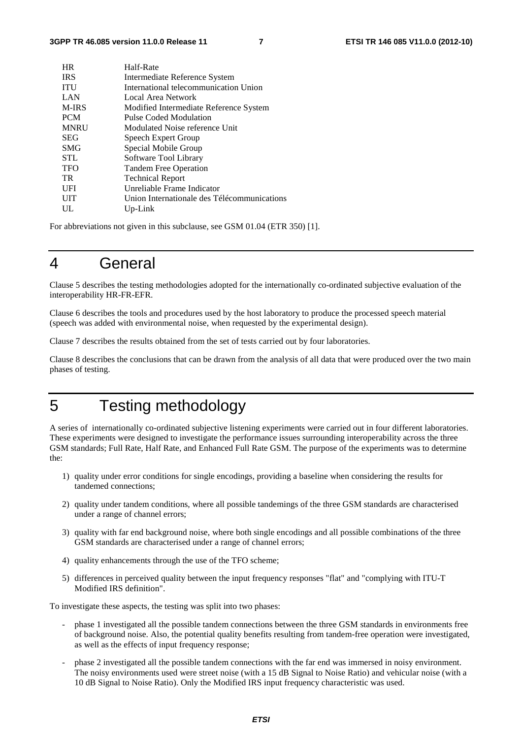| | |
|---|---|
| HR | Half-Rate |
| IRS | Intermediate Reference System |
| ITU | International telecommunication Union |
| LAN | Local Area Network |
| M-IRS | Modified Intermediate Reference System |
| PCM | Pulse Coded Modulation |
| MNRU | Modulated Noise reference Unit |
| SEG | Speech Expert Group |
| SMG | Special Mobile Group |
| STL | Software Tool Library |
| TFO | Tandem Free Operation |
| TR | Technical Report |
| UFI | Unreliable Frame Indicator |
| UIT | Union Internationale des Télécommunications |
| UL | Up-Link |

For abbreviations not given in this subclause, see GSM 01.04 (ETR 350) [1].

# 4 General

Clause 5 describes the testing methodologies adopted for the internationally co-ordinated subjective evaluation of the interoperability HR-FR-EFR.

Clause 6 describes the tools and procedures used by the host laboratory to produce the processed speech material (speech was added with environmental noise, when requested by the experimental design).

Clause 7 describes the results obtained from the set of tests carried out by four laboratories.

Clause 8 describes the conclusions that can be drawn from the analysis of all data that were produced over the two main phases of testing.

# 5 Testing methodology

A series of internationally co-ordinated subjective listening experiments were carried out in four different laboratories. These experiments were designed to investigate the performance issues surrounding interoperability across the three GSM standards; Full Rate, Half Rate, and Enhanced Full Rate GSM. The purpose of the experiments was to determine the:

1) quality under error conditions for single encodings, providing a baseline when considering the results for tandemed connections;
2) quality under tandem conditions, where all possible tandemings of the three GSM standards are characterised under a range of channel errors;
3) quality with far end background noise, where both single encodings and all possible combinations of the three GSM standards are characterised under a range of channel errors;
4) quality enhancements through the use of the TFO scheme;
5) differences in perceived quality between the input frequency responses "flat" and "complying with ITU-T Modified IRS definition".

To investigate these aspects, the testing was split into two phases:

- phase 1 investigated all the possible tandem connections between the three GSM standards in environments free of background noise. Also, the potential quality benefits resulting from tandem-free operation were investigated, as well as the effects of input frequency response;
- phase 2 investigated all the possible tandem connections with the far end was immersed in noisy environment. The noisy environments used were street noise (with a 15 dB Signal to Noise Ratio) and vehicular noise (with a 10 dB Signal to Noise Ratio). Only the Modified IRS input frequency characteristic was used.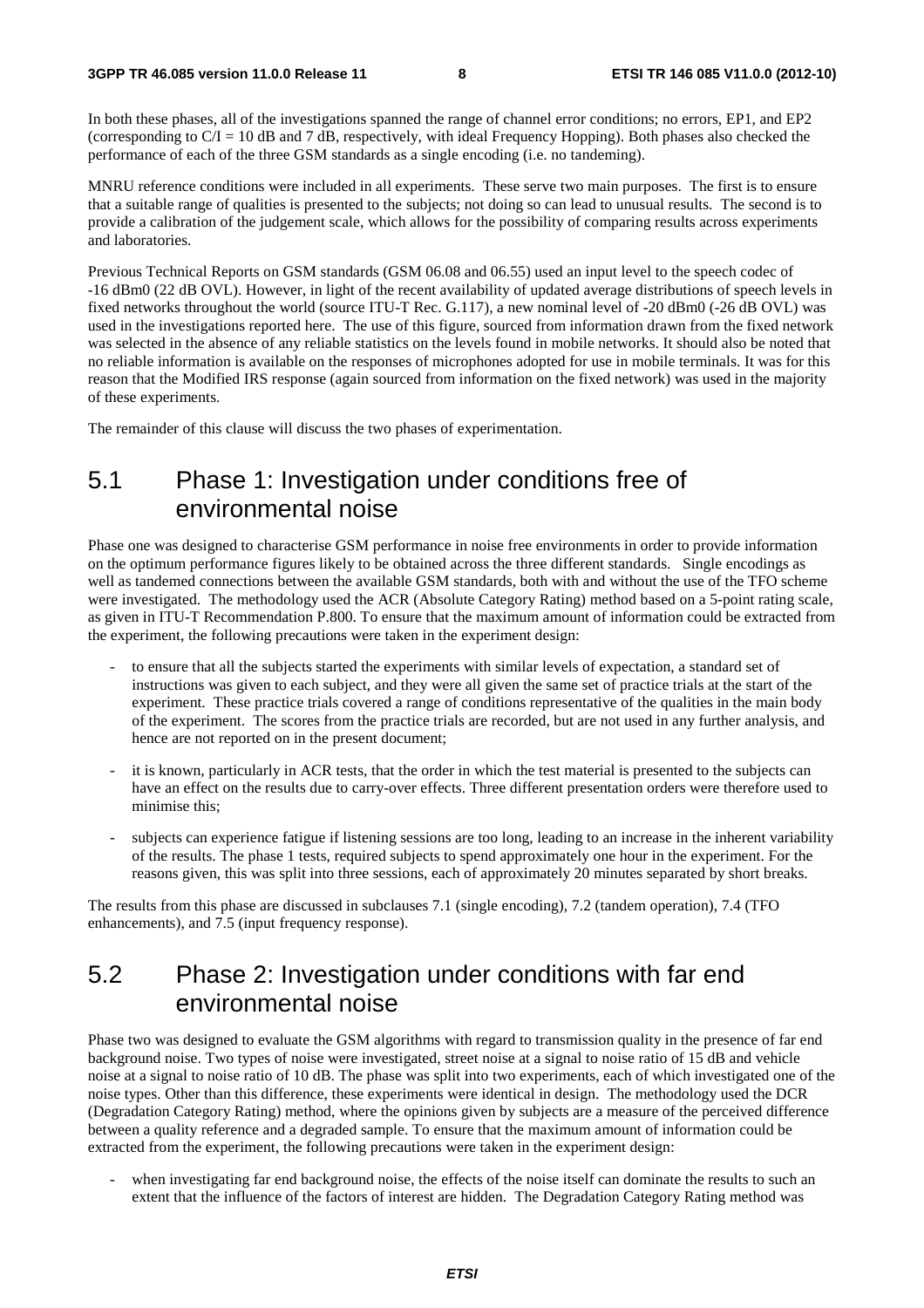In both these phases, all of the investigations spanned the range of channel error conditions; no errors, EP1, and EP2 (corresponding to C/I = 10 dB and 7 dB, respectively, with ideal Frequency Hopping). Both phases also checked the performance of each of the three GSM standards as a single encoding (i.e. no tandeming).

MNRU reference conditions were included in all experiments. These serve two main purposes. The first is to ensure that a suitable range of qualities is presented to the subjects; not doing so can lead to unusual results. The second is to provide a calibration of the judgement scale, which allows for the possibility of comparing results across experiments and laboratories.

Previous Technical Reports on GSM standards (GSM 06.08 and 06.55) used an input level to the speech codec of -16 dBm0 (22 dB OVL). However, in light of the recent availability of updated average distributions of speech levels in fixed networks throughout the world (source ITU-T Rec. G.117), a new nominal level of -20 dBm0 (-26 dB OVL) was used in the investigations reported here. The use of this figure, sourced from information drawn from the fixed network was selected in the absence of any reliable statistics on the levels found in mobile networks. It should also be noted that no reliable information is available on the responses of microphones adopted for use in mobile terminals. It was for this reason that the Modified IRS response (again sourced from information on the fixed network) was used in the majority of these experiments.

The remainder of this clause will discuss the two phases of experimentation.

## 5.1 Phase 1: Investigation under conditions free of environmental noise

Phase one was designed to characterise GSM performance in noise free environments in order to provide information on the optimum performance figures likely to be obtained across the three different standards. Single encodings as well as tandemed connections between the available GSM standards, both with and without the use of the TFO scheme were investigated. The methodology used the ACR (Absolute Category Rating) method based on a 5-point rating scale, as given in ITU-T Recommendation P.800. To ensure that the maximum amount of information could be extracted from the experiment, the following precautions were taken in the experiment design:

- to ensure that all the subjects started the experiments with similar levels of expectation, a standard set of instructions was given to each subject, and they were all given the same set of practice trials at the start of the experiment. These practice trials covered a range of conditions representative of the qualities in the main body of the experiment. The scores from the practice trials are recorded, but are not used in any further analysis, and hence are not reported on in the present document;
- it is known, particularly in ACR tests, that the order in which the test material is presented to the subjects can have an effect on the results due to carry-over effects. Three different presentation orders were therefore used to minimise this;
- subjects can experience fatigue if listening sessions are too long, leading to an increase in the inherent variability of the results. The phase 1 tests, required subjects to spend approximately one hour in the experiment. For the reasons given, this was split into three sessions, each of approximately 20 minutes separated by short breaks.

The results from this phase are discussed in subclauses 7.1 (single encoding), 7.2 (tandem operation), 7.4 (TFO enhancements), and 7.5 (input frequency response).

## 5.2 Phase 2: Investigation under conditions with far end environmental noise

Phase two was designed to evaluate the GSM algorithms with regard to transmission quality in the presence of far end background noise. Two types of noise were investigated, street noise at a signal to noise ratio of 15 dB and vehicle noise at a signal to noise ratio of 10 dB. The phase was split into two experiments, each of which investigated one of the noise types. Other than this difference, these experiments were identical in design. The methodology used the DCR (Degradation Category Rating) method, where the opinions given by subjects are a measure of the perceived difference between a quality reference and a degraded sample. To ensure that the maximum amount of information could be extracted from the experiment, the following precautions were taken in the experiment design:

- when investigating far end background noise, the effects of the noise itself can dominate the results to such an extent that the influence of the factors of interest are hidden. The Degradation Category Rating method was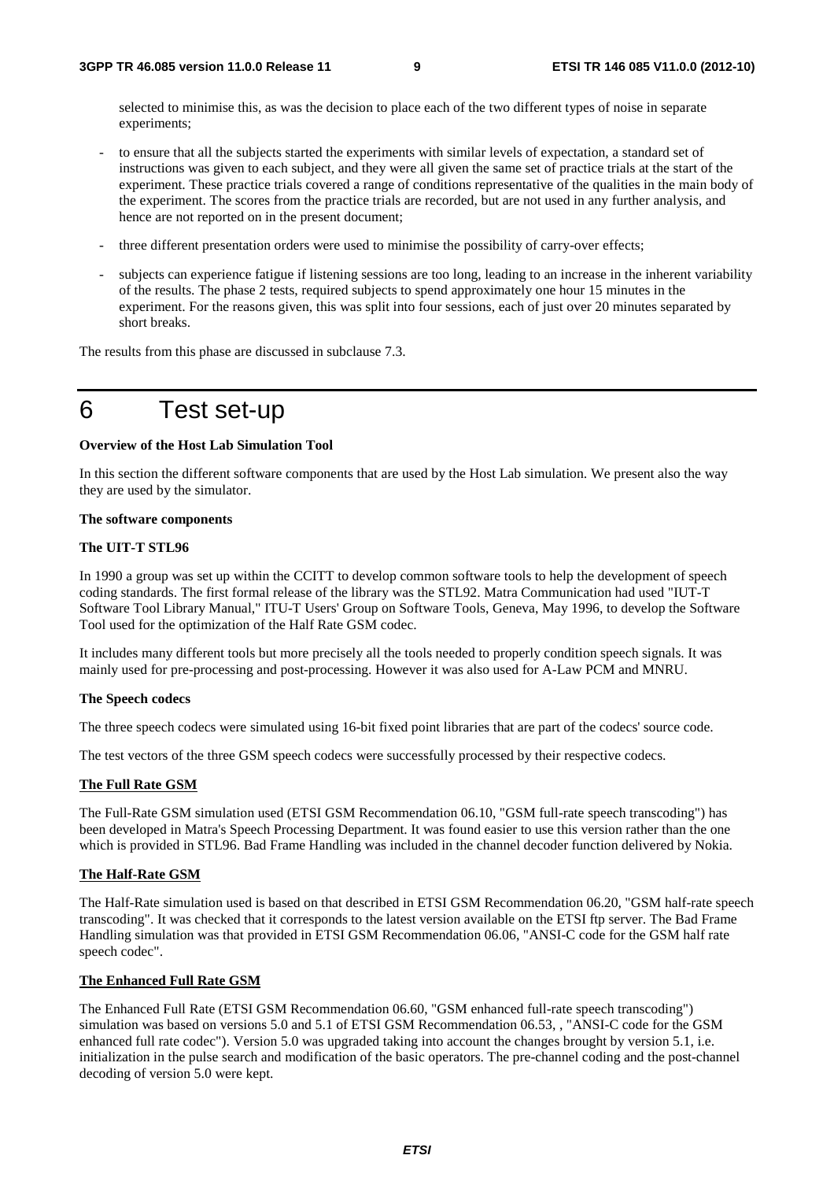selected to minimise this, as was the decision to place each of the two different types of noise in separate experiments;

- to ensure that all the subjects started the experiments with similar levels of expectation, a standard set of instructions was given to each subject, and they were all given the same set of practice trials at the start of the experiment. These practice trials covered a range of conditions representative of the qualities in the main body of the experiment. The scores from the practice trials are recorded, but are not used in any further analysis, and hence are not reported on in the present document;
- three different presentation orders were used to minimise the possibility of carry-over effects;
- subjects can experience fatigue if listening sessions are too long, leading to an increase in the inherent variability of the results. The phase 2 tests, required subjects to spend approximately one hour 15 minutes in the experiment. For the reasons given, this was split into four sessions, each of just over 20 minutes separated by short breaks.

The results from this phase are discussed in subclause 7.3.

# 6 Test set-up

**Overview of the Host Lab Simulation Tool**

In this section the different software components that are used by the Host Lab simulation. We present also the way they are used by the simulator.

**The software components**

**The UIT-T STL96**

In 1990 a group was set up within the CCITT to develop common software tools to help the development of speech coding standards. The first formal release of the library was the STL92. Matra Communication had used "IUT-T Software Tool Library Manual," ITU-T Users' Group on Software Tools, Geneva, May 1996, to develop the Software Tool used for the optimization of the Half Rate GSM codec.

It includes many different tools but more precisely all the tools needed to properly condition speech signals. It was mainly used for pre-processing and post-processing. However it was also used for A-Law PCM and MNRU.

**The Speech codecs**

The three speech codecs were simulated using 16-bit fixed point libraries that are part of the codecs' source code.

The test vectors of the three GSM speech codecs were successfully processed by their respective codecs.

**The Full Rate GSM**

The Full-Rate GSM simulation used (ETSI GSM Recommendation 06.10, "GSM full-rate speech transcoding") has been developed in Matra's Speech Processing Department. It was found easier to use this version rather than the one which is provided in STL96. Bad Frame Handling was included in the channel decoder function delivered by Nokia.

**The Half-Rate GSM**

The Half-Rate simulation used is based on that described in ETSI GSM Recommendation 06.20, "GSM half-rate speech transcoding". It was checked that it corresponds to the latest version available on the ETSI ftp server. The Bad Frame Handling simulation was that provided in ETSI GSM Recommendation 06.06, "ANSI-C code for the GSM half rate speech codec".

**The Enhanced Full Rate GSM**

The Enhanced Full Rate (ETSI GSM Recommendation 06.60, "GSM enhanced full-rate speech transcoding") simulation was based on versions 5.0 and 5.1 of ETSI GSM Recommendation 06.53, , "ANSI-C code for the GSM enhanced full rate codec"). Version 5.0 was upgraded taking into account the changes brought by version 5.1, i.e. initialization in the pulse search and modification of the basic operators. The pre-channel coding and the post-channel decoding of version 5.0 were kept.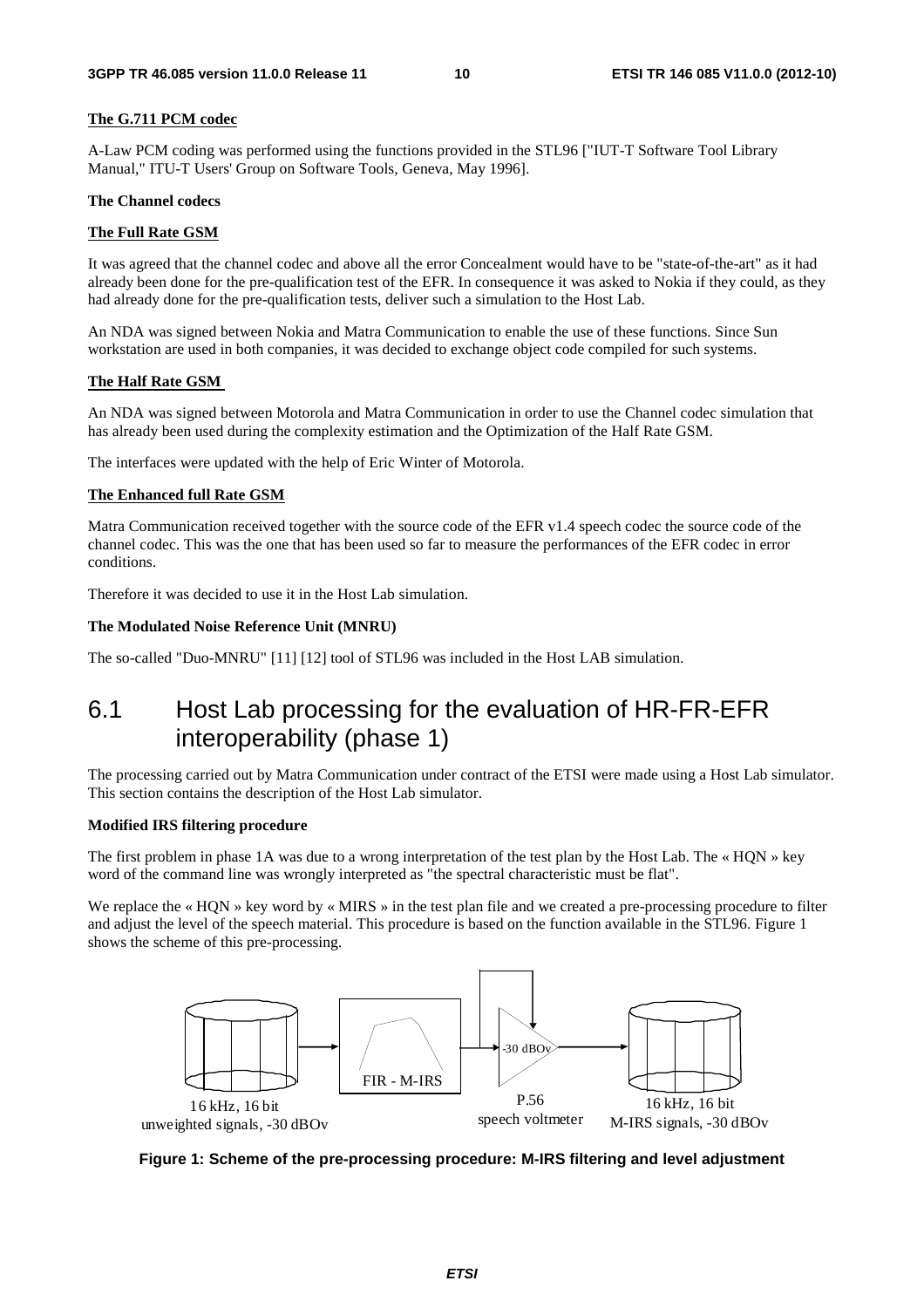**The G.711 PCM codec**

A-Law PCM coding was performed using the functions provided in the STL96 ["IUT-T Software Tool Library Manual," ITU-T Users' Group on Software Tools, Geneva, May 1996].

**The Channel codecs**

**The Full Rate GSM**

It was agreed that the channel codec and above all the error Concealment would have to be "state-of-the-art" as it had already been done for the pre-qualification test of the EFR. In consequence it was asked to Nokia if they could, as they had already done for the pre-qualification tests, deliver such a simulation to the Host Lab.

An NDA was signed between Nokia and Matra Communication to enable the use of these functions. Since Sun workstation are used in both companies, it was decided to exchange object code compiled for such systems.

**The Half Rate GSM**

An NDA was signed between Motorola and Matra Communication in order to use the Channel codec simulation that has already been used during the complexity estimation and the Optimization of the Half Rate GSM.

The interfaces were updated with the help of Eric Winter of Motorola.

**The Enhanced full Rate GSM**

Matra Communication received together with the source code of the EFR v1.4 speech codec the source code of the channel codec. This was the one that has been used so far to measure the performances of the EFR codec in error conditions.

Therefore it was decided to use it in the Host Lab simulation.

**The Modulated Noise Reference Unit (MNRU)**

The so-called "Duo-MNRU" [11] [12] tool of STL96 was included in the Host LAB simulation.

## 6.1 Host Lab processing for the evaluation of HR-FR-EFR interoperability (phase 1)

The processing carried out by Matra Communication under contract of the ETSI were made using a Host Lab simulator. This section contains the description of the Host Lab simulator.

**Modified IRS filtering procedure**

The first problem in phase 1A was due to a wrong interpretation of the test plan by the Host Lab. The « HQN » key word of the command line was wrongly interpreted as "the spectral characteristic must be flat".

We replace the « HQN » key word by « MIRS » in the test plan file and we created a pre-processing procedure to filter and adjust the level of the speech material. This procedure is based on the function available in the STL96. Figure 1 shows the scheme of this pre-processing.

16 kHz, 16 bit unweighted signals, -30 dBOv → FIR - M-IRS → -30 dBOv (P.56 speech voltmeter) → 16 kHz, 16 bit M-IRS signals, -30 dBOv

**Figure 1: Scheme of the pre-processing procedure: M-IRS filtering and level adjustment**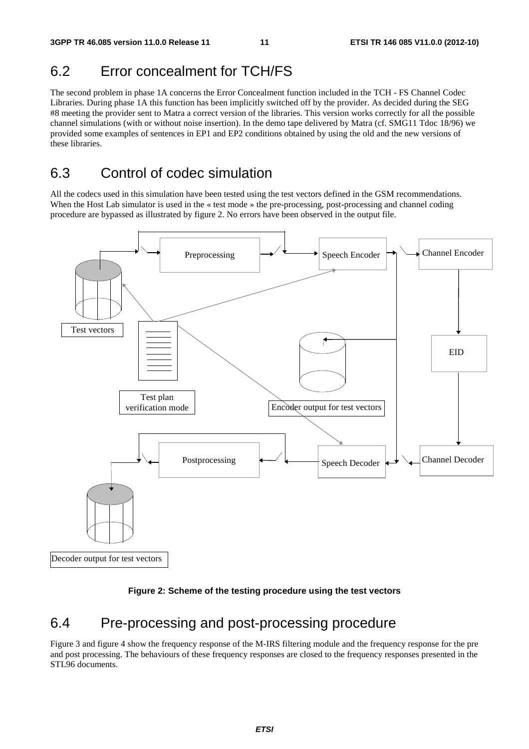## 6.2 Error concealment for TCH/FS

The second problem in phase 1A concerns the Error Concealment function included in the TCH - FS Channel Codec Libraries. During phase 1A this function has been implicitly switched off by the provider. As decided during the SEG #8 meeting the provider sent to Matra a correct version of the libraries. This version works correctly for all the possible channel simulations (with or without noise insertion). In the demo tape delivered by Matra (cf. SMG11 Tdoc 18/96) we provided some examples of sentences in EP1 and EP2 conditions obtained by using the old and the new versions of these libraries.

## 6.3 Control of codec simulation

All the codecs used in this simulation have been tested using the test vectors defined in the GSM recommendations. When the Host Lab simulator is used in the « test mode » the pre-processing, post-processing and channel coding procedure are bypassed as illustrated by figure 2. No errors have been observed in the output file.

Test vectors

Preprocessing

Speech Encoder

Channel Encoder

EID

Test plan verification mode

Encoder output for test vectors

Postprocessing

Speech Decoder

Channel Decoder

Decoder output for test vectors

**Figure 2: Scheme of the testing procedure using the test vectors**

## 6.4 Pre-processing and post-processing procedure

Figure 3 and figure 4 show the frequency response of the M-IRS filtering module and the frequency response for the pre and post processing. The behaviours of these frequency responses are closed to the frequency responses presented in the STL96 documents.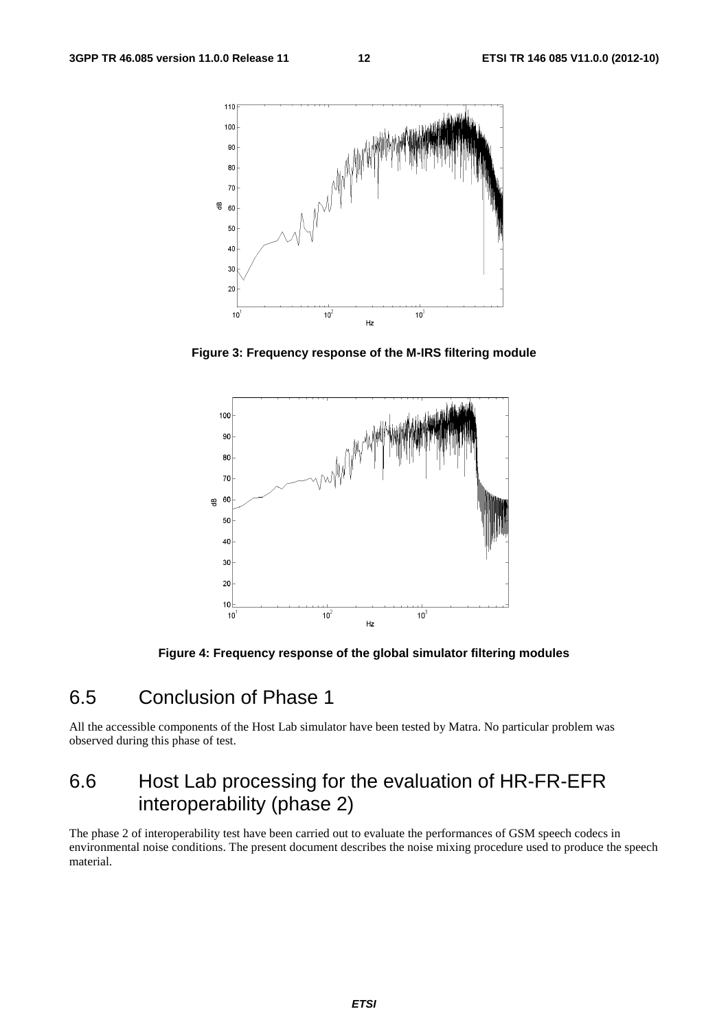Figure 3: Frequency response of the M-IRS filtering module

Figure 4: Frequency response of the global simulator filtering modules

## 6.5 Conclusion of Phase 1

All the accessible components of the Host Lab simulator have been tested by Matra. No particular problem was observed during this phase of test.

## 6.6 Host Lab processing for the evaluation of HR-FR-EFR interoperability (phase 2)

The phase 2 of interoperability test have been carried out to evaluate the performances of GSM speech codecs in environmental noise conditions. The present document describes the noise mixing procedure used to produce the speech material.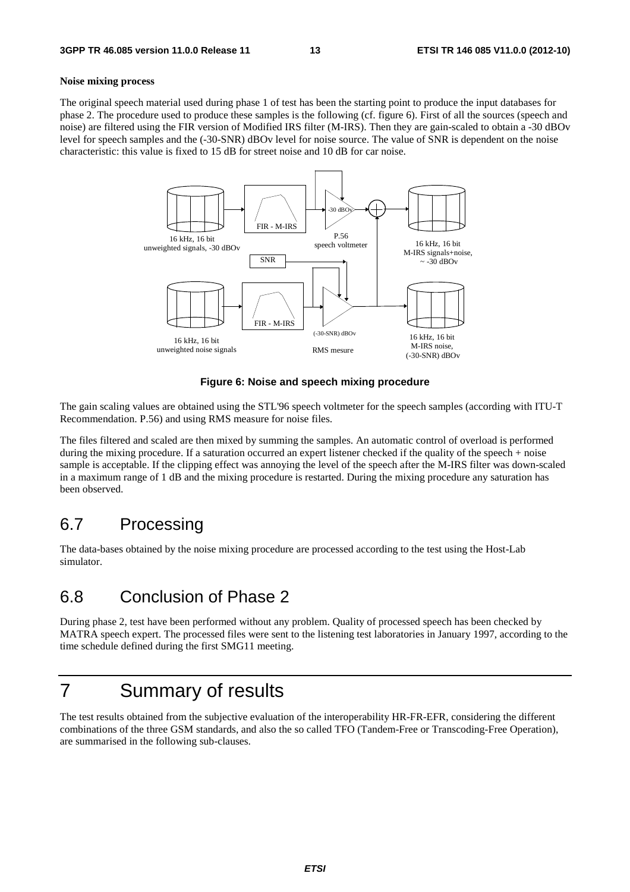**Noise mixing process**

The original speech material used during phase 1 of test has been the starting point to produce the input databases for phase 2. The procedure used to produce these samples is the following (cf. figure 6). First of all the sources (speech and noise) are filtered using the FIR version of Modified IRS filter (M-IRS). Then they are gain-scaled to obtain a -30 dBOv level for speech samples and the (-30-SNR) dBOv level for noise source. The value of SNR is dependent on the noise characteristic: this value is fixed to 15 dB for street noise and 10 dB for car noise.

**Figure 6: Noise and speech mixing procedure**

The gain scaling values are obtained using the STL'96 speech voltmeter for the speech samples (according with ITU-T Recommendation. P.56) and using RMS measure for noise files.

The files filtered and scaled are then mixed by summing the samples. An automatic control of overload is performed during the mixing procedure. If a saturation occurred an expert listener checked if the quality of the speech + noise sample is acceptable. If the clipping effect was annoying the level of the speech after the M-IRS filter was down-scaled in a maximum range of 1 dB and the mixing procedure is restarted. During the mixing procedure any saturation has been observed.

## 6.7 Processing

The data-bases obtained by the noise mixing procedure are processed according to the test using the Host-Lab simulator.

## 6.8 Conclusion of Phase 2

During phase 2, test have been performed without any problem. Quality of processed speech has been checked by MATRA speech expert. The processed files were sent to the listening test laboratories in January 1997, according to the time schedule defined during the first SMG11 meeting.

# 7 Summary of results

The test results obtained from the subjective evaluation of the interoperability HR-FR-EFR, considering the different combinations of the three GSM standards, and also the so called TFO (Tandem-Free or Transcoding-Free Operation), are summarised in the following sub-clauses.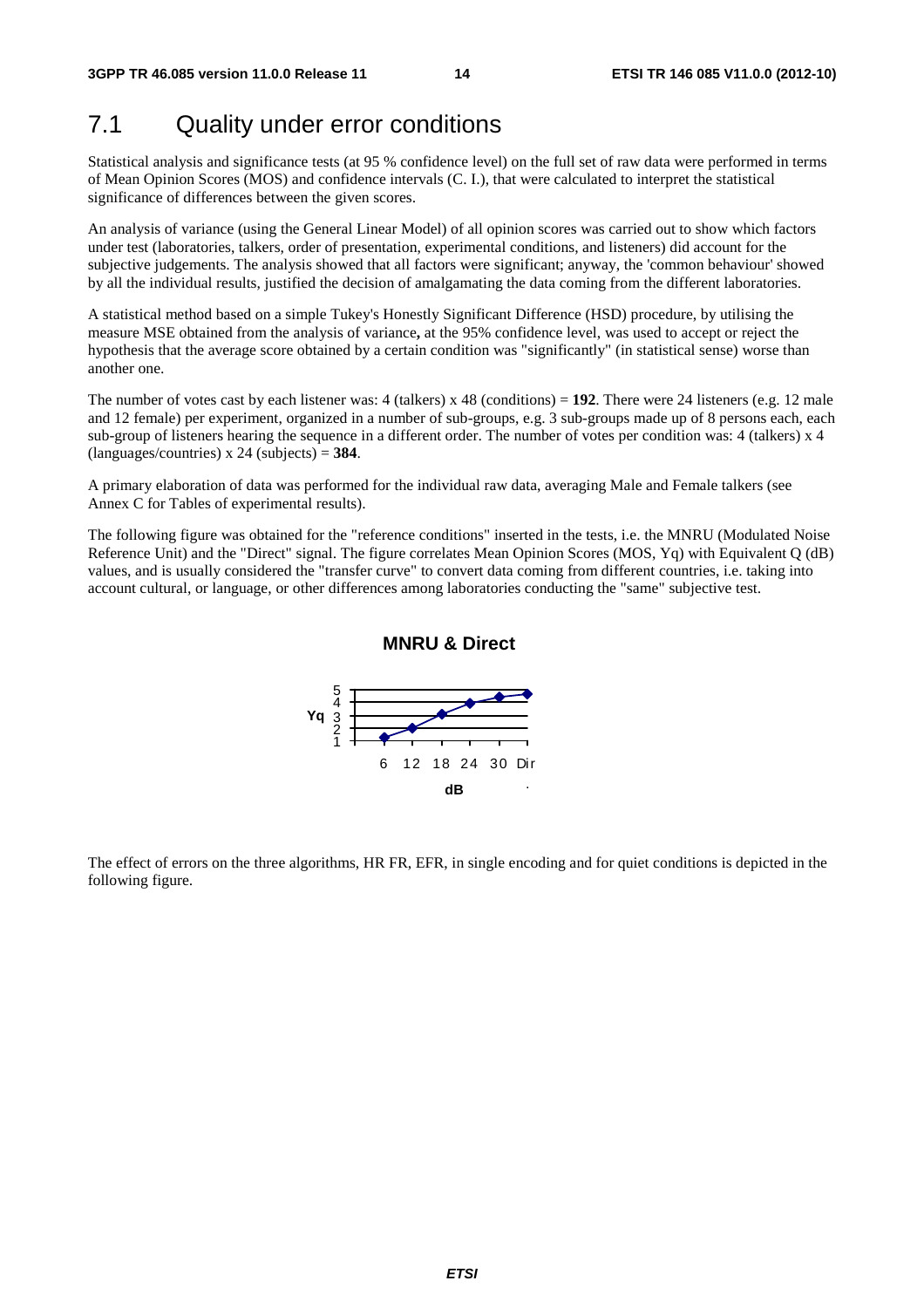## 7.1 Quality under error conditions

Statistical analysis and significance tests (at 95 % confidence level) on the full set of raw data were performed in terms of Mean Opinion Scores (MOS) and confidence intervals (C. I.), that were calculated to interpret the statistical significance of differences between the given scores.

An analysis of variance (using the General Linear Model) of all opinion scores was carried out to show which factors under test (laboratories, talkers, order of presentation, experimental conditions, and listeners) did account for the subjective judgements. The analysis showed that all factors were significant; anyway, the 'common behaviour' showed by all the individual results, justified the decision of amalgamating the data coming from the different laboratories.

A statistical method based on a simple Tukey's Honestly Significant Difference (HSD) procedure, by utilising the measure MSE obtained from the analysis of variance**,** at the 95% confidence level, was used to accept or reject the hypothesis that the average score obtained by a certain condition was "significantly" (in statistical sense) worse than another one.

The number of votes cast by each listener was: 4 (talkers) x 48 (conditions) = **192**. There were 24 listeners (e.g. 12 male and 12 female) per experiment, organized in a number of sub-groups, e.g. 3 sub-groups made up of 8 persons each, each sub-group of listeners hearing the sequence in a different order. The number of votes per condition was: 4 (talkers) x 4 (languages/countries) x 24 (subjects) = **384**.

A primary elaboration of data was performed for the individual raw data, averaging Male and Female talkers (see Annex C for Tables of experimental results).

The following figure was obtained for the "reference conditions" inserted in the tests, i.e. the MNRU (Modulated Noise Reference Unit) and the "Direct" signal. The figure correlates Mean Opinion Scores (MOS, Yq) with Equivalent Q (dB) values, and is usually considered the "transfer curve" to convert data coming from different countries, i.e. taking into account cultural, or language, or other differences among laboratories conducting the "same" subjective test.

**MNRU & Direct**

The effect of errors on the three algorithms, HR FR, EFR, in single encoding and for quiet conditions is depicted in the following figure.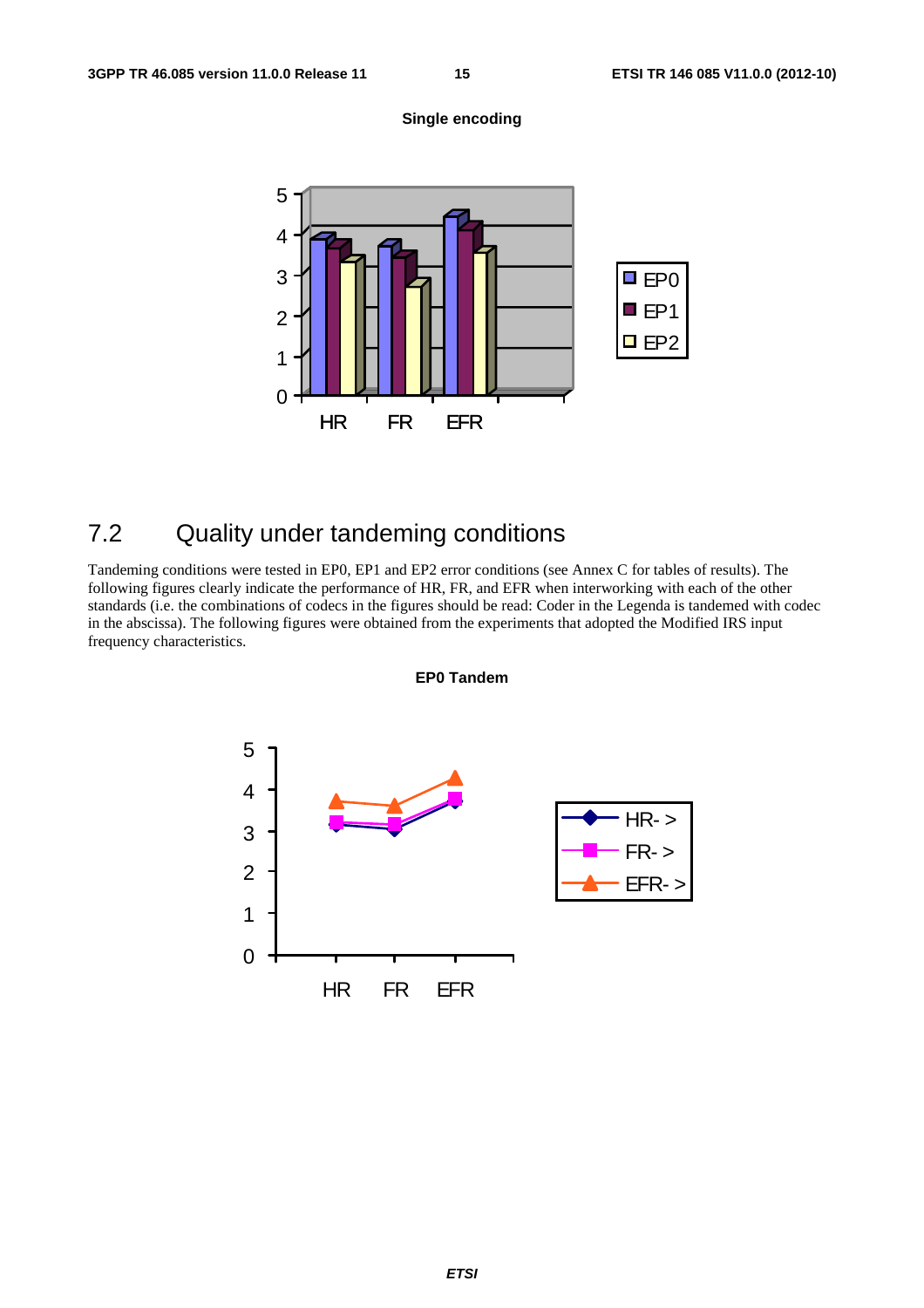**Single encoding**

## 7.2 Quality under tandeming conditions

Tandeming conditions were tested in EP0, EP1 and EP2 error conditions (see Annex C for tables of results). The following figures clearly indicate the performance of HR, FR, and EFR when interworking with each of the other standards (i.e. the combinations of codecs in the figures should be read: Coder in the Legenda is tandemed with codec in the abscissa). The following figures were obtained from the experiments that adopted the Modified IRS input frequency characteristics.

**EP0 Tandem**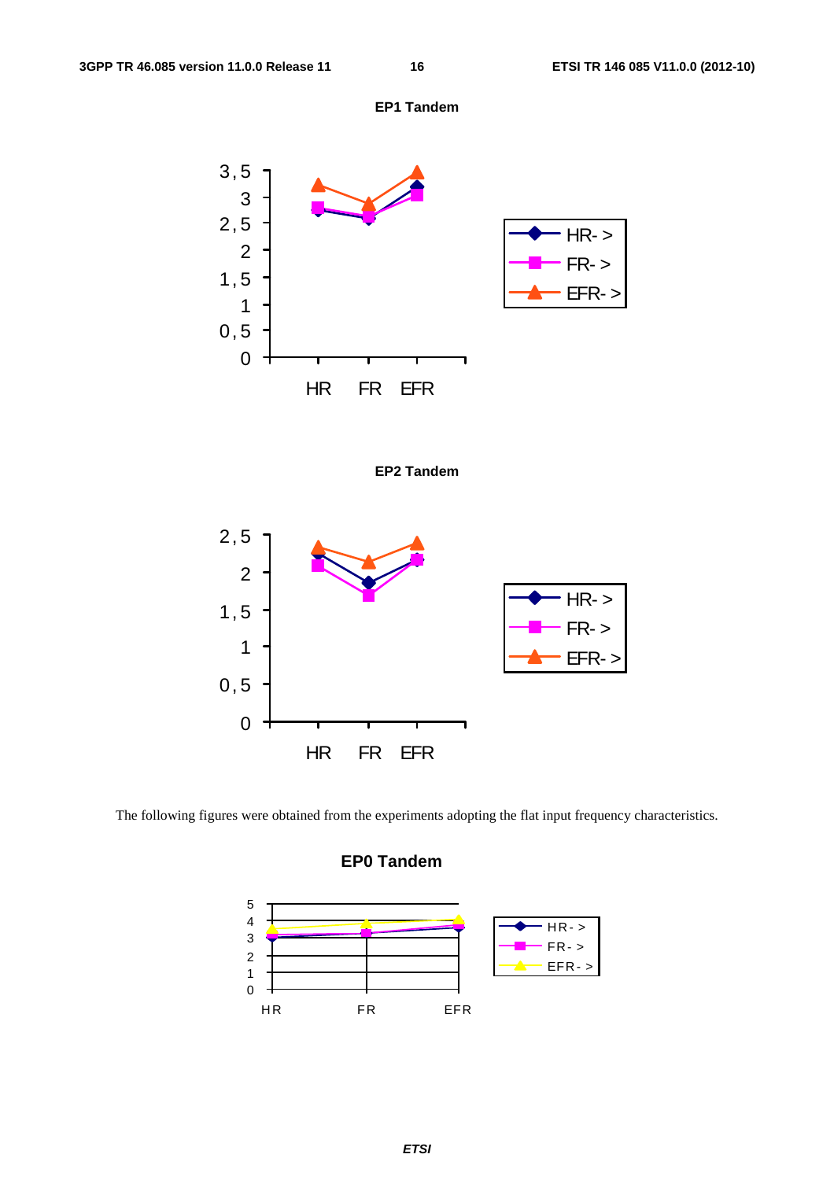**EP1 Tandem**

**EP2 Tandem**

The following figures were obtained from the experiments adopting the flat input frequency characteristics.

**EP0 Tandem**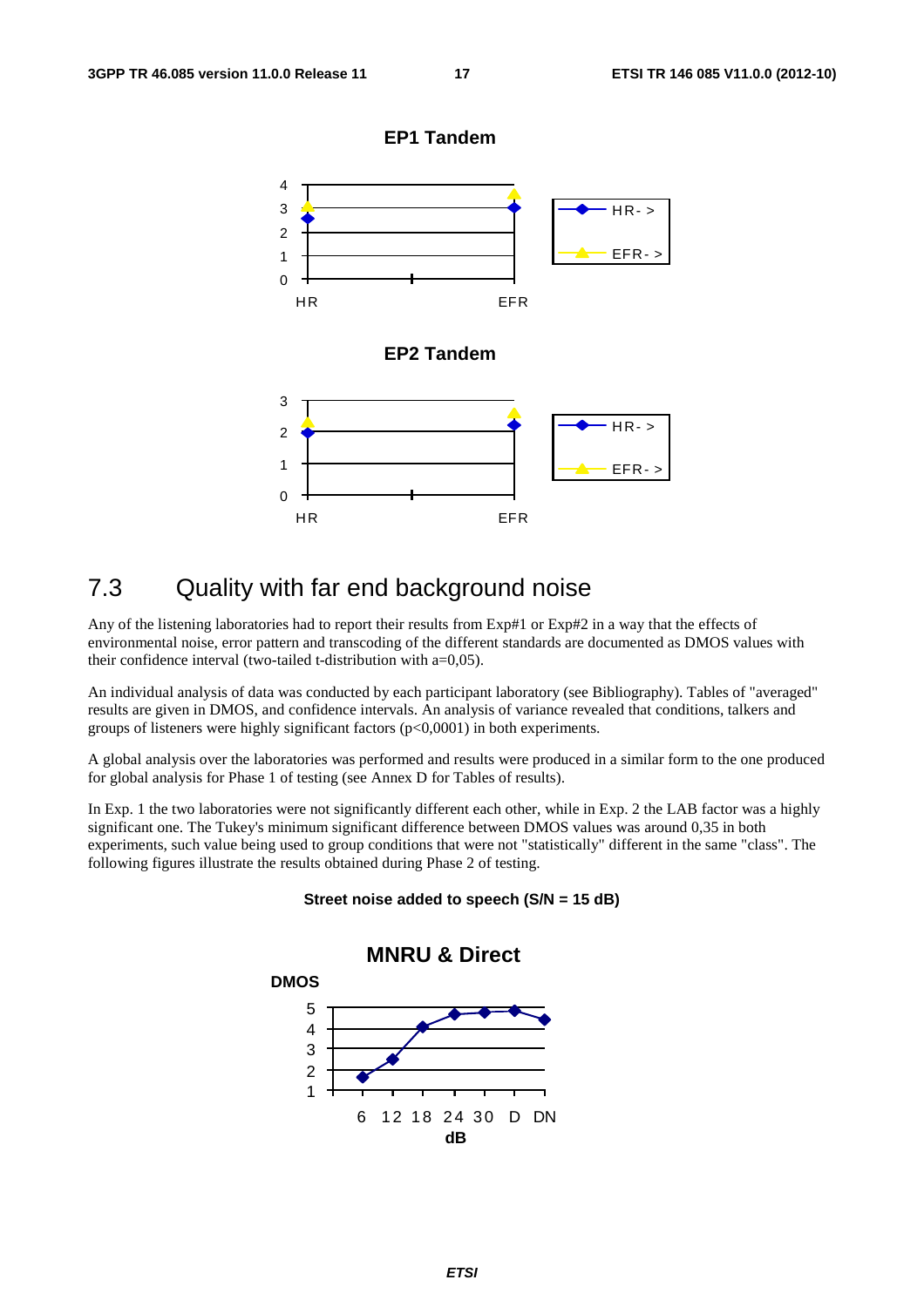**EP1 Tandem**

**EP2 Tandem**

## 7.3 Quality with far end background noise

Any of the listening laboratories had to report their results from Exp#1 or Exp#2 in a way that the effects of environmental noise, error pattern and transcoding of the different standards are documented as DMOS values with their confidence interval (two-tailed t-distribution with a=0,05).

An individual analysis of data was conducted by each participant laboratory (see Bibliography). Tables of "averaged" results are given in DMOS, and confidence intervals. An analysis of variance revealed that conditions, talkers and groups of listeners were highly significant factors (p<0,0001) in both experiments.

A global analysis over the laboratories was performed and results were produced in a similar form to the one produced for global analysis for Phase 1 of testing (see Annex D for Tables of results).

In Exp. 1 the two laboratories were not significantly different each other, while in Exp. 2 the LAB factor was a highly significant one. The Tukey's minimum significant difference between DMOS values was around 0,35 in both experiments, such value being used to group conditions that were not "statistically" different in the same "class". The following figures illustrate the results obtained during Phase 2 of testing.

**Street noise added to speech (S/N = 15 dB)**

**MNRU & Direct**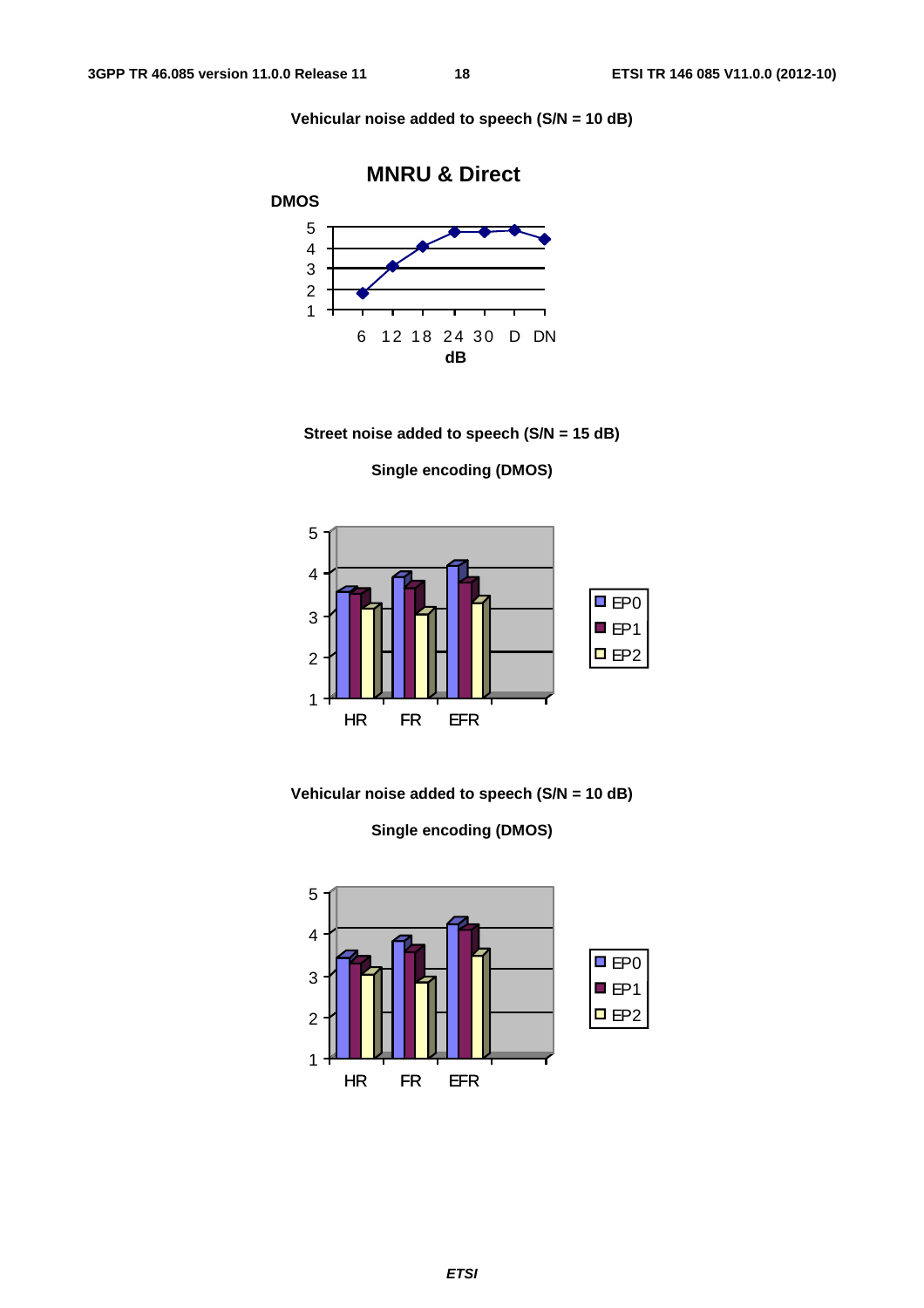**Vehicular noise added to speech (S/N = 10 dB)**

**MNRU & Direct**

**Street noise added to speech (S/N = 15 dB)**

**Single encoding (DMOS)**

**Vehicular noise added to speech (S/N = 10 dB)**

**Single encoding (DMOS)**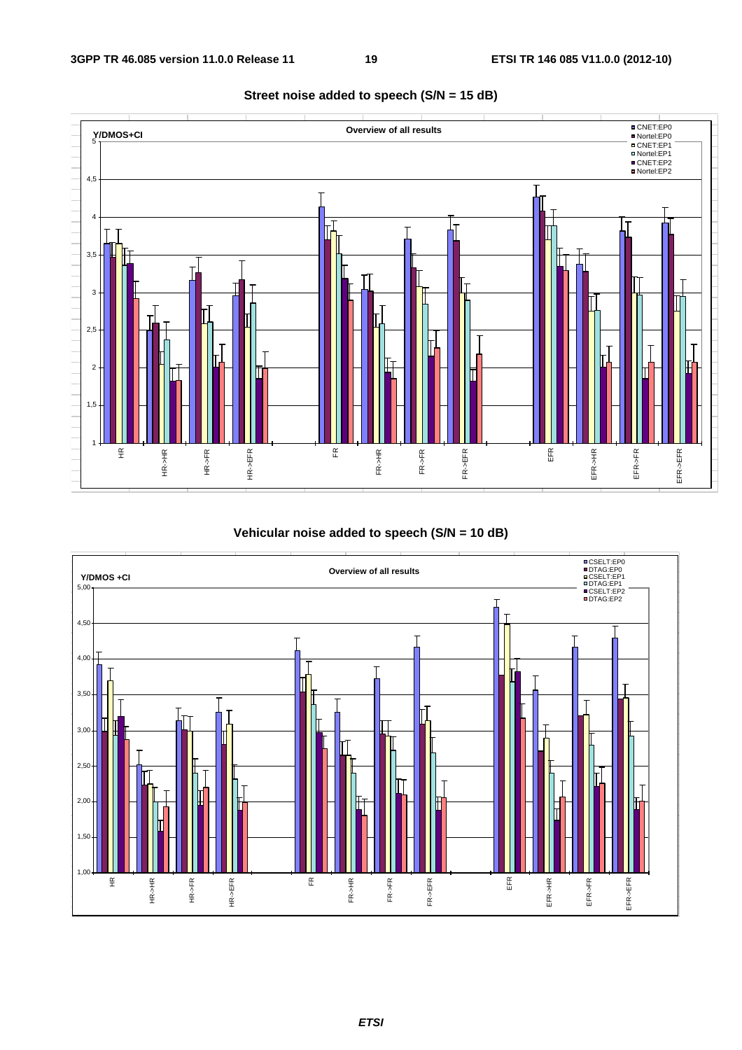**Street noise added to speech (S/N = 15 dB)**

**Vehicular noise added to speech (S/N = 10 dB)**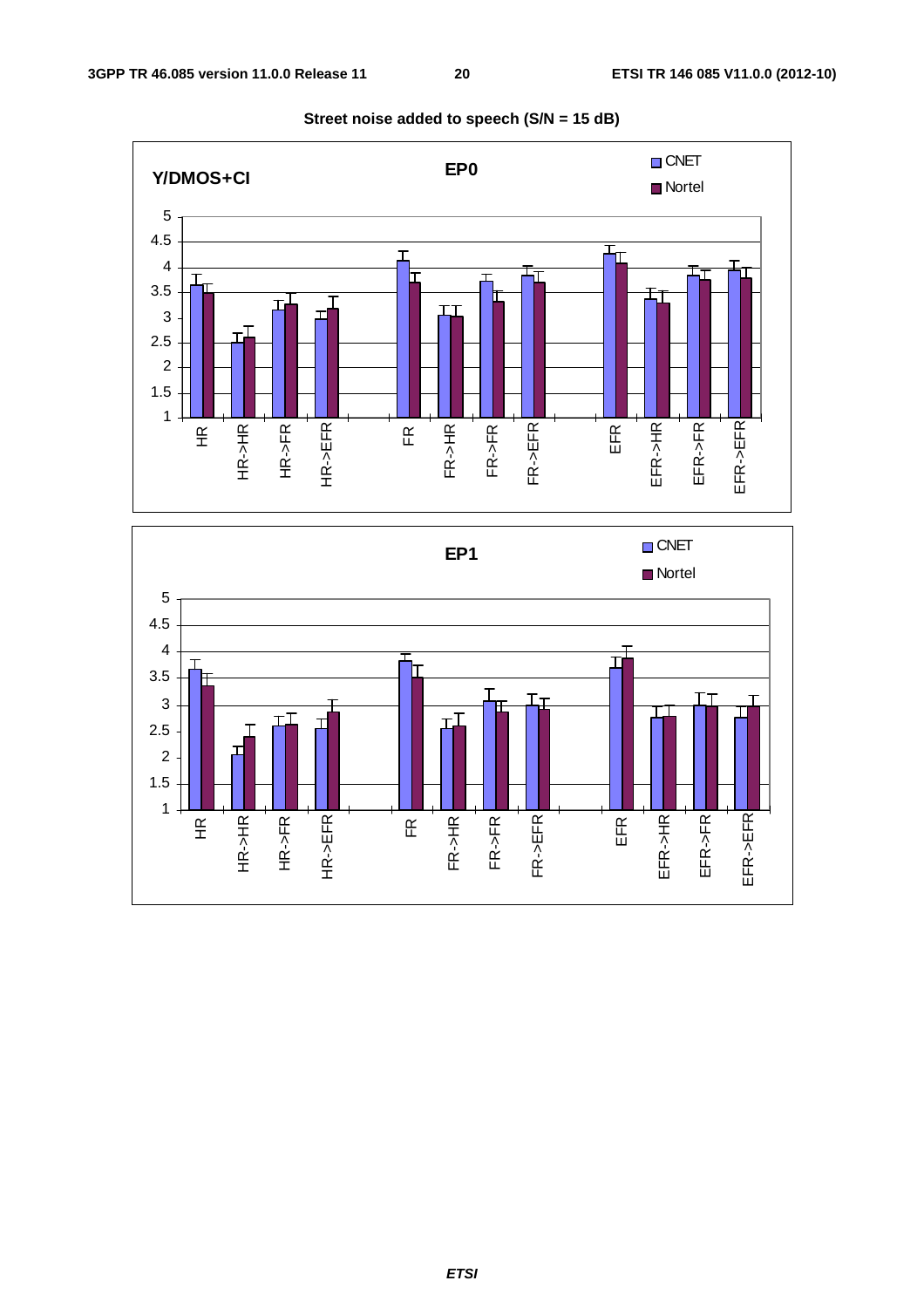**Street noise added to speech (S/N = 15 dB)**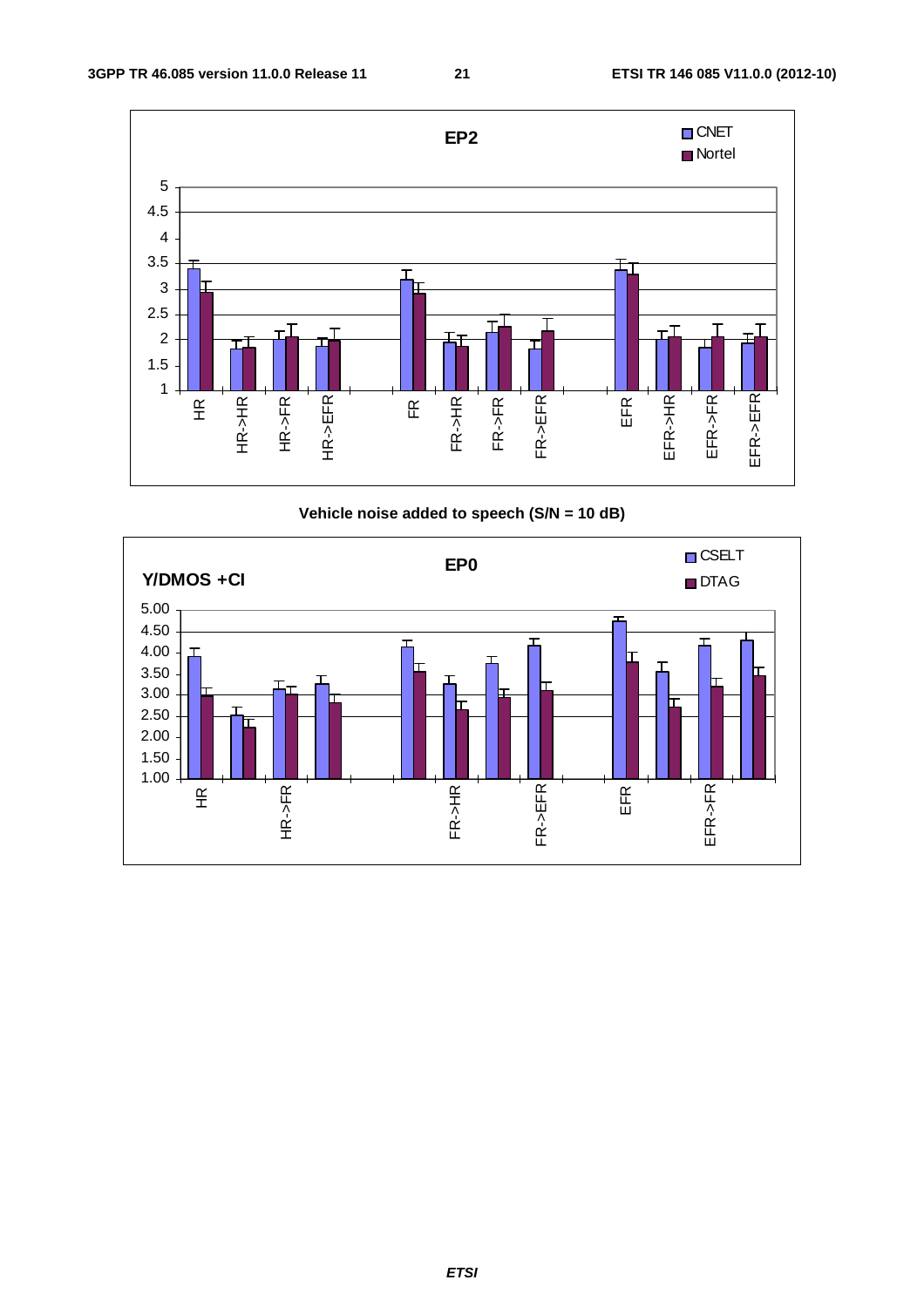Vehicle noise added to speech (S/N = 10 dB)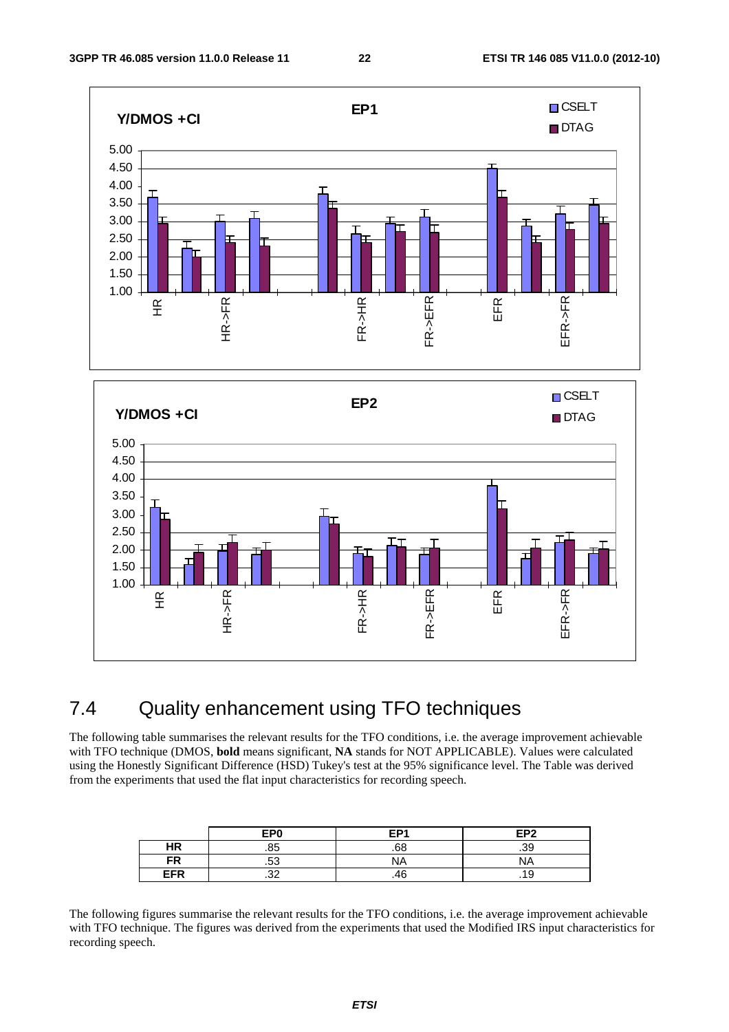## 7.4 Quality enhancement using TFO techniques

The following table summarises the relevant results for the TFO conditions, i.e. the average improvement achievable with TFO technique (DMOS, **bold** means significant, **NA** stands for NOT APPLICABLE). Values were calculated using the Honestly Significant Difference (HSD) Tukey's test at the 95% significance level. The Table was derived from the experiments that used the flat input characteristics for recording speech.

| | EP0 | EP1 | EP2 |
|---|---|---|---|
| **HR** | .85 | .68 | .39 |
| **FR** | .53 | NA | NA |
| **EFR** | .32 | .46 | .19 |

The following figures summarise the relevant results for the TFO conditions, i.e. the average improvement achievable with TFO technique. The figures was derived from the experiments that used the Modified IRS input characteristics for recording speech.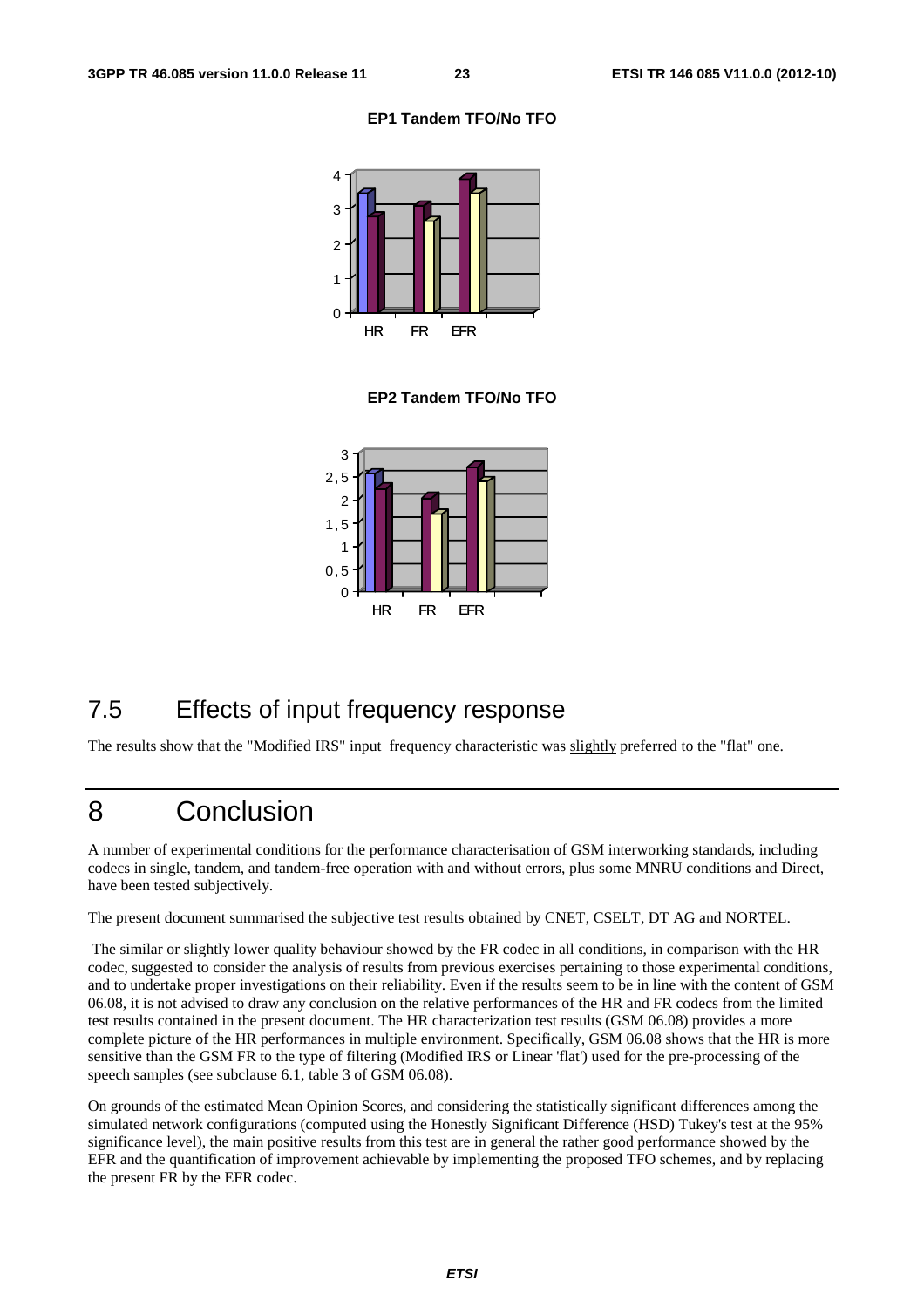**EP1 Tandem TFO/No TFO**

**EP2 Tandem TFO/No TFO**

## 7.5 Effects of input frequency response

The results show that the "Modified IRS" input frequency characteristic was slightly preferred to the "flat" one.

# 8 Conclusion

A number of experimental conditions for the performance characterisation of GSM interworking standards, including codecs in single, tandem, and tandem-free operation with and without errors, plus some MNRU conditions and Direct, have been tested subjectively.

The present document summarised the subjective test results obtained by CNET, CSELT, DT AG and NORTEL.

The similar or slightly lower quality behaviour showed by the FR codec in all conditions, in comparison with the HR codec, suggested to consider the analysis of results from previous exercises pertaining to those experimental conditions, and to undertake proper investigations on their reliability. Even if the results seem to be in line with the content of GSM 06.08, it is not advised to draw any conclusion on the relative performances of the HR and FR codecs from the limited test results contained in the present document. The HR characterization test results (GSM 06.08) provides a more complete picture of the HR performances in multiple environment. Specifically, GSM 06.08 shows that the HR is more sensitive than the GSM FR to the type of filtering (Modified IRS or Linear 'flat') used for the pre-processing of the speech samples (see subclause 6.1, table 3 of GSM 06.08).

On grounds of the estimated Mean Opinion Scores, and considering the statistically significant differences among the simulated network configurations (computed using the Honestly Significant Difference (HSD) Tukey's test at the 95% significance level), the main positive results from this test are in general the rather good performance showed by the EFR and the quantification of improvement achievable by implementing the proposed TFO schemes, and by replacing the present FR by the EFR codec.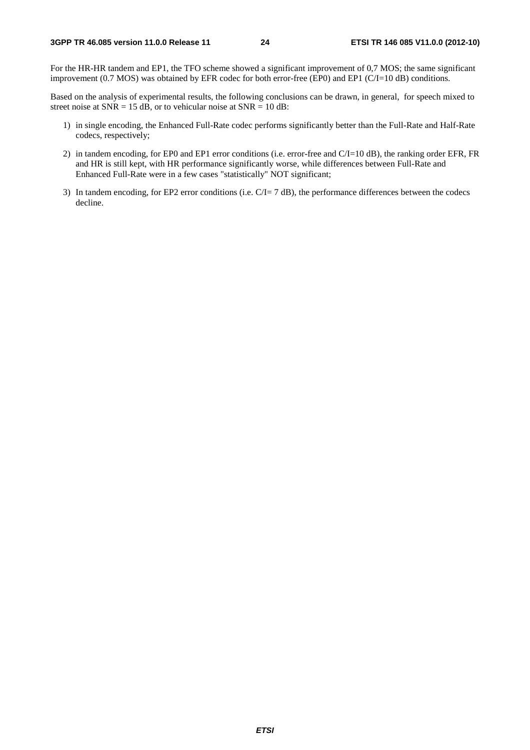For the HR-HR tandem and EP1, the TFO scheme showed a significant improvement of 0,7 MOS; the same significant improvement (0.7 MOS) was obtained by EFR codec for both error-free (EP0) and EP1 (C/I=10 dB) conditions.

Based on the analysis of experimental results, the following conclusions can be drawn, in general, for speech mixed to street noise at SNR = 15 dB, or to vehicular noise at SNR = 10 dB:

1) in single encoding, the Enhanced Full-Rate codec performs significantly better than the Full-Rate and Half-Rate codecs, respectively;

2) in tandem encoding, for EP0 and EP1 error conditions (i.e. error-free and C/I=10 dB), the ranking order EFR, FR and HR is still kept, with HR performance significantly worse, while differences between Full-Rate and Enhanced Full-Rate were in a few cases "statistically" NOT significant;

3) In tandem encoding, for EP2 error conditions (i.e. C/I= 7 dB), the performance differences between the codecs decline.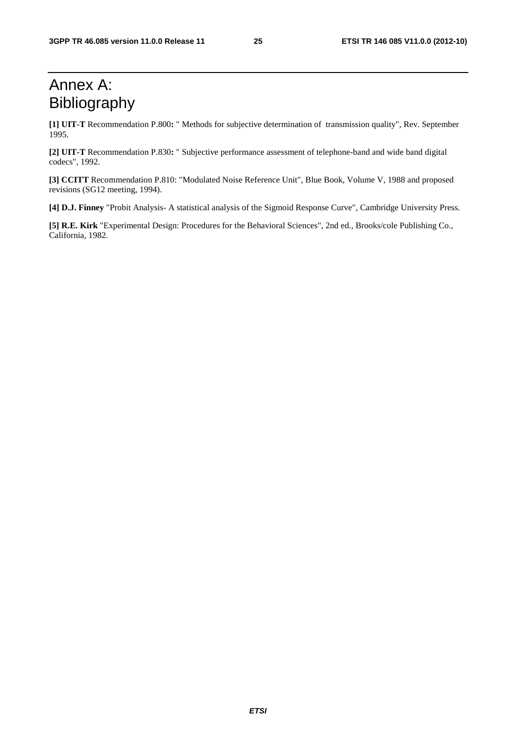# Annex A: Bibliography

**[1] UIT-T** Recommendation P.800**:** " Methods for subjective determination of transmission quality", Rev. September 1995.

**[2] UIT-T** Recommendation P.830**:** " Subjective performance assessment of telephone-band and wide band digital codecs", 1992.

**[3] CCITT** Recommendation P.810: "Modulated Noise Reference Unit", Blue Book, Volume V, 1988 and proposed revisions (SG12 meeting, 1994).

**[4] D.J. Finney** "Probit Analysis- A statistical analysis of the Sigmoid Response Curve", Cambridge University Press.

**[5] R.E. Kirk** "Experimental Design: Procedures for the Behavioral Sciences", 2nd ed., Brooks/cole Publishing Co., California, 1982.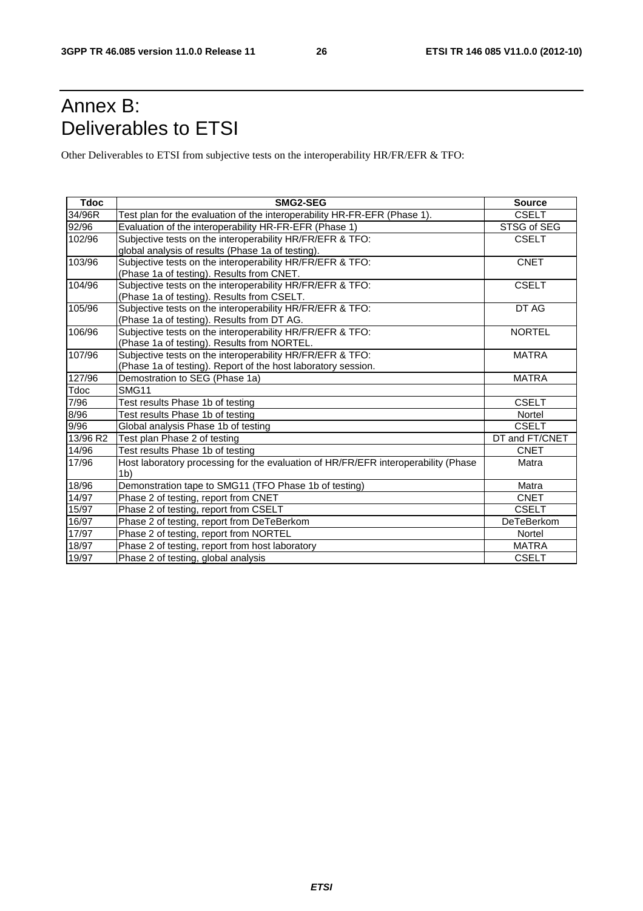# Annex B: Deliverables to ETSI

Other Deliverables to ETSI from subjective tests on the interoperability HR/FR/EFR & TFO:

| Tdoc | SMG2-SEG | Source |
|---|---|---|
| 34/96R | Test plan for the evaluation of the interoperability HR-FR-EFR (Phase 1). | CSELT |
| 92/96 | Evaluation of the interoperability HR-FR-EFR (Phase 1) | STSG of SEG |
| 102/96 | Subjective tests on the interoperability HR/FR/EFR & TFO: global analysis of results (Phase 1a of testing). | CSELT |
| 103/96 | Subjective tests on the interoperability HR/FR/EFR & TFO: (Phase 1a of testing). Results from CNET. | CNET |
| 104/96 | Subjective tests on the interoperability HR/FR/EFR & TFO: (Phase 1a of testing). Results from CSELT. | CSELT |
| 105/96 | Subjective tests on the interoperability HR/FR/EFR & TFO: (Phase 1a of testing). Results from DT AG. | DT AG |
| 106/96 | Subjective tests on the interoperability HR/FR/EFR & TFO: (Phase 1a of testing). Results from NORTEL. | NORTEL |
| 107/96 | Subjective tests on the interoperability HR/FR/EFR & TFO: (Phase 1a of testing). Report of the host laboratory session. | MATRA |
| 127/96 | Demostration to SEG (Phase 1a) | MATRA |
| Tdoc | SMG11 | |
| 7/96 | Test results Phase 1b of testing | CSELT |
| 8/96 | Test results Phase 1b of testing | Nortel |
| 9/96 | Global analysis Phase 1b of testing | CSELT |
| 13/96 R2 | Test plan Phase 2 of testing | DT and FT/CNET |
| 14/96 | Test results Phase 1b of testing | CNET |
| 17/96 | Host laboratory processing for the evaluation of HR/FR/EFR interoperability (Phase 1b) | Matra |
| 18/96 | Demonstration tape to SMG11 (TFO Phase 1b of testing) | Matra |
| 14/97 | Phase 2 of testing, report from CNET | CNET |
| 15/97 | Phase 2 of testing, report from CSELT | CSELT |
| 16/97 | Phase 2 of testing, report from DeTeBerkom | DeTeBerkom |
| 17/97 | Phase 2 of testing, report from NORTEL | Nortel |
| 18/97 | Phase 2 of testing, report from host laboratory | MATRA |
| 19/97 | Phase 2 of testing, global analysis | CSELT |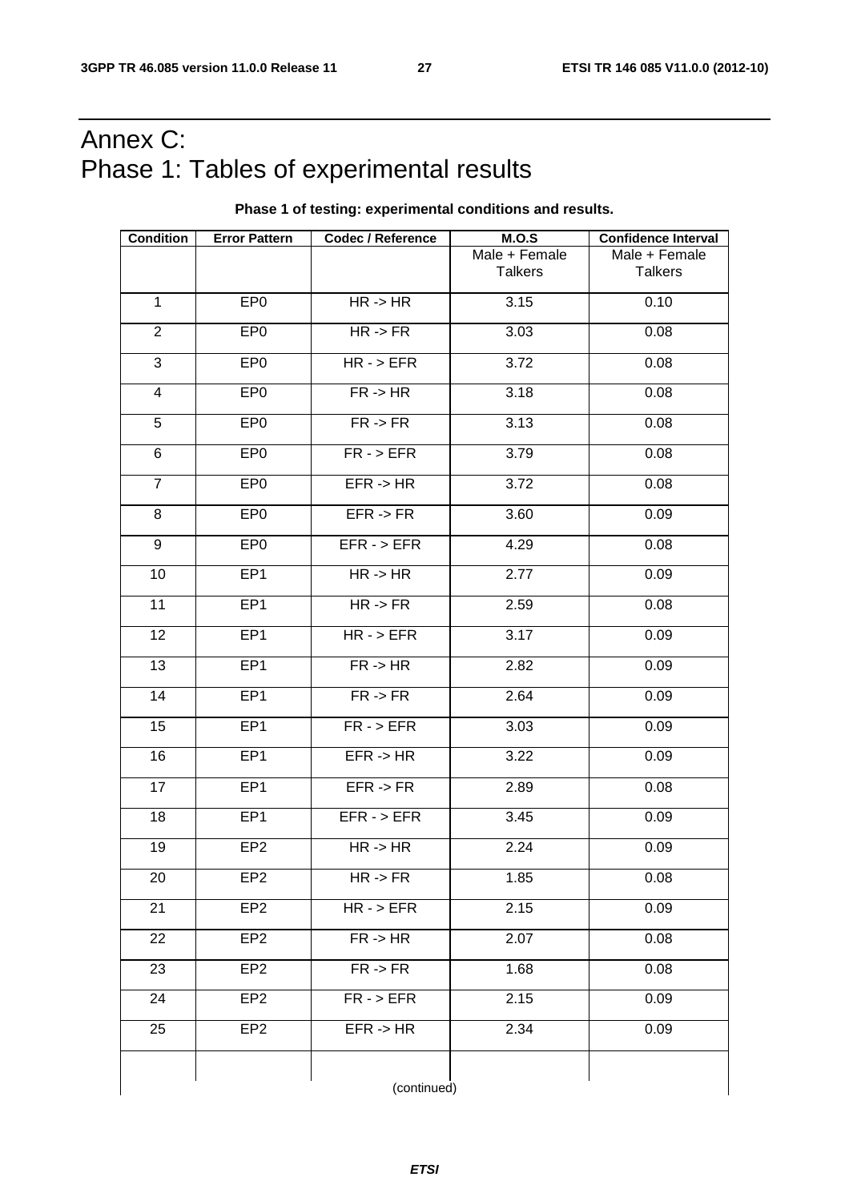# Annex C:
Phase 1: Tables of experimental results

**Phase 1 of testing: experimental conditions and results.**

| Condition | Error Pattern | Codec / Reference | M.O.S | Confidence Interval |
|---|---|---|---|---|
| | | | Male + Female Talkers | Male + Female Talkers |
| 1 | EP0 | HR -> HR | 3.15 | 0.10 |
| 2 | EP0 | HR -> FR | 3.03 | 0.08 |
| 3 | EP0 | HR - > EFR | 3.72 | 0.08 |
| 4 | EP0 | FR -> HR | 3.18 | 0.08 |
| 5 | EP0 | FR -> FR | 3.13 | 0.08 |
| 6 | EP0 | FR - > EFR | 3.79 | 0.08 |
| 7 | EP0 | EFR -> HR | 3.72 | 0.08 |
| 8 | EP0 | EFR -> FR | 3.60 | 0.09 |
| 9 | EP0 | EFR - > EFR | 4.29 | 0.08 |
| 10 | EP1 | HR -> HR | 2.77 | 0.09 |
| 11 | EP1 | HR -> FR | 2.59 | 0.08 |
| 12 | EP1 | HR - > EFR | 3.17 | 0.09 |
| 13 | EP1 | FR -> HR | 2.82 | 0.09 |
| 14 | EP1 | FR -> FR | 2.64 | 0.09 |
| 15 | EP1 | FR - > EFR | 3.03 | 0.09 |
| 16 | EP1 | EFR -> HR | 3.22 | 0.09 |
| 17 | EP1 | EFR -> FR | 2.89 | 0.08 |
| 18 | EP1 | EFR - > EFR | 3.45 | 0.09 |
| 19 | EP2 | HR -> HR | 2.24 | 0.09 |
| 20 | EP2 | HR -> FR | 1.85 | 0.08 |
| 21 | EP2 | HR - > EFR | 2.15 | 0.09 |
| 22 | EP2 | FR -> HR | 2.07 | 0.08 |
| 23 | EP2 | FR -> FR | 1.68 | 0.08 |
| 24 | EP2 | FR - > EFR | 2.15 | 0.09 |
| 25 | EP2 | EFR -> HR | 2.34 | 0.09 |
| | | | | |

(continued)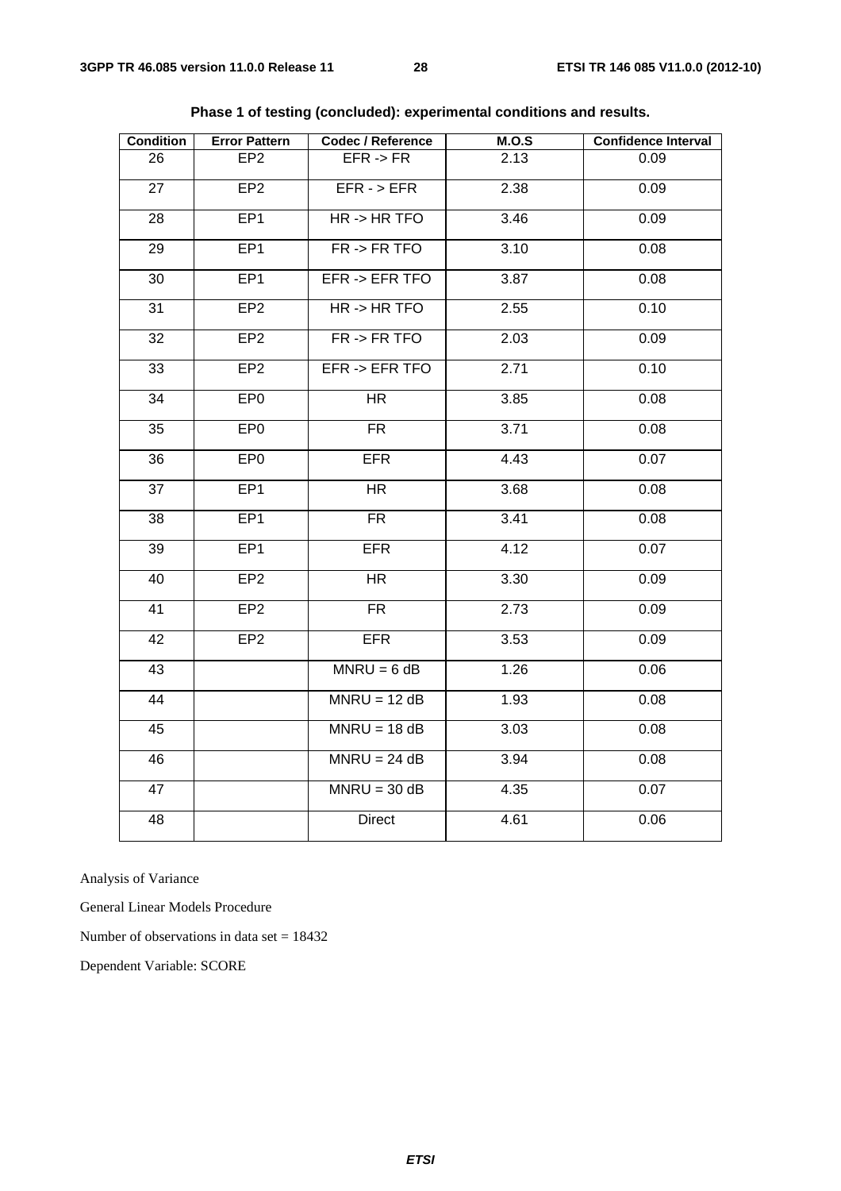**Phase 1 of testing (concluded): experimental conditions and results.**

| Condition | Error Pattern | Codec / Reference | M.O.S | Confidence Interval |
|---|---|---|---|---|
| 26 | EP2 | EFR -> FR | 2.13 | 0.09 |
| 27 | EP2 | EFR - > EFR | 2.38 | 0.09 |
| 28 | EP1 | HR -> HR TFO | 3.46 | 0.09 |
| 29 | EP1 | FR -> FR TFO | 3.10 | 0.08 |
| 30 | EP1 | EFR -> EFR TFO | 3.87 | 0.08 |
| 31 | EP2 | HR -> HR TFO | 2.55 | 0.10 |
| 32 | EP2 | FR -> FR TFO | 2.03 | 0.09 |
| 33 | EP2 | EFR -> EFR TFO | 2.71 | 0.10 |
| 34 | EP0 | HR | 3.85 | 0.08 |
| 35 | EP0 | FR | 3.71 | 0.08 |
| 36 | EP0 | EFR | 4.43 | 0.07 |
| 37 | EP1 | HR | 3.68 | 0.08 |
| 38 | EP1 | FR | 3.41 | 0.08 |
| 39 | EP1 | EFR | 4.12 | 0.07 |
| 40 | EP2 | HR | 3.30 | 0.09 |
| 41 | EP2 | FR | 2.73 | 0.09 |
| 42 | EP2 | EFR | 3.53 | 0.09 |
| 43 | | MNRU = 6 dB | 1.26 | 0.06 |
| 44 | | MNRU = 12 dB | 1.93 | 0.08 |
| 45 | | MNRU = 18 dB | 3.03 | 0.08 |
| 46 | | MNRU = 24 dB | 3.94 | 0.08 |
| 47 | | MNRU = 30 dB | 4.35 | 0.07 |
| 48 | | Direct | 4.61 | 0.06 |

Analysis of Variance

General Linear Models Procedure

Number of observations in data set = 18432

Dependent Variable: SCORE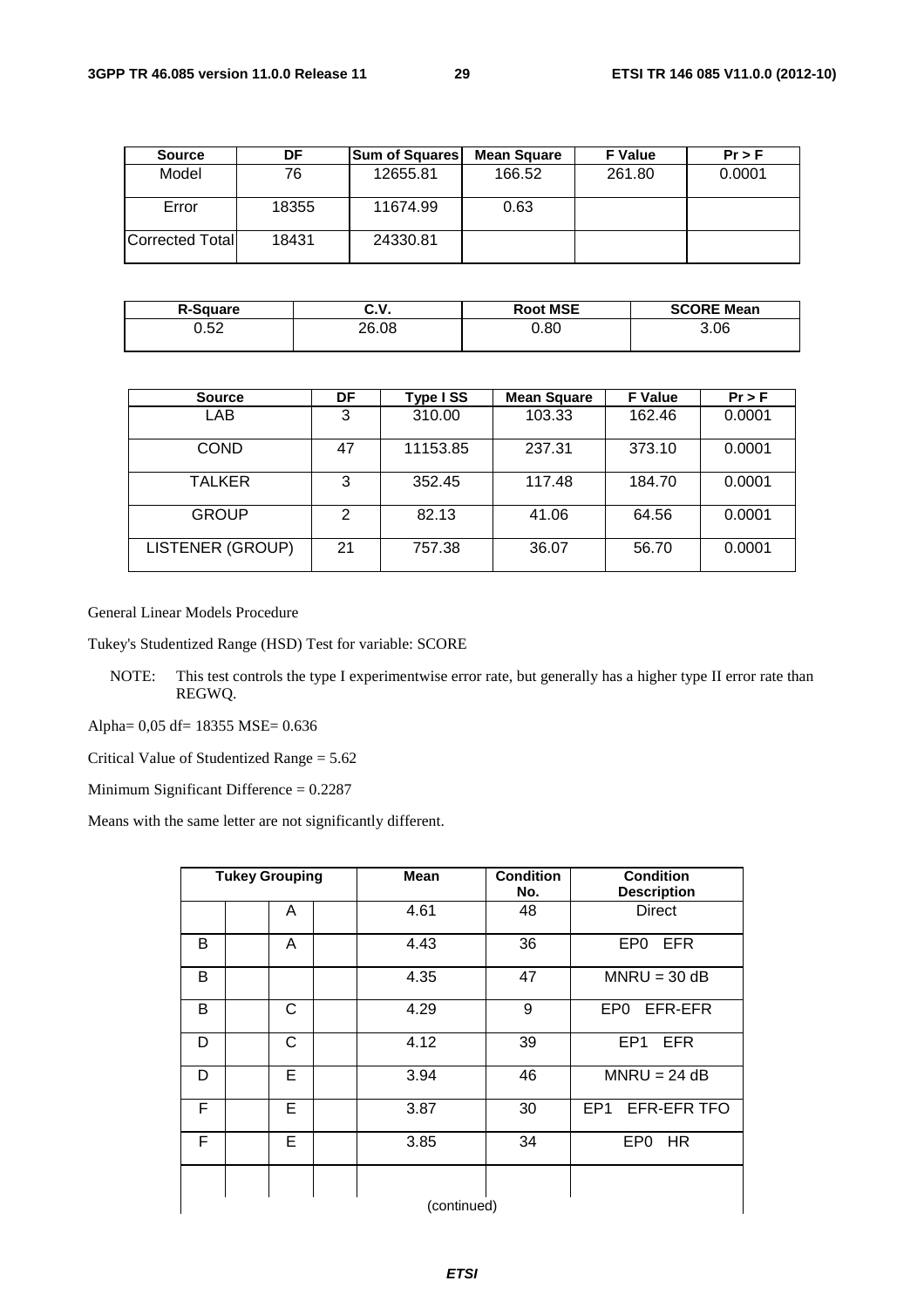| Source | DF | Sum of Squares | Mean Square | F Value | Pr > F |
|---|---|---|---|---|---|
| Model | 76 | 12655.81 | 166.52 | 261.80 | 0.0001 |
| Error | 18355 | 11674.99 | 0.63 | | |
| Corrected Total | 18431 | 24330.81 | | | |

| R-Square | C.V. | Root MSE | SCORE Mean |
|---|---|---|---|
| 0.52 | 26.08 | 0.80 | 3.06 |

| Source | DF | Type I SS | Mean Square | F Value | Pr > F |
|---|---|---|---|---|---|
| LAB | 3 | 310.00 | 103.33 | 162.46 | 0.0001 |
| COND | 47 | 11153.85 | 237.31 | 373.10 | 0.0001 |
| TALKER | 3 | 352.45 | 117.48 | 184.70 | 0.0001 |
| GROUP | 2 | 82.13 | 41.06 | 64.56 | 0.0001 |
| LISTENER (GROUP) | 21 | 757.38 | 36.07 | 56.70 | 0.0001 |

General Linear Models Procedure

Tukey's Studentized Range (HSD) Test for variable: SCORE

NOTE: This test controls the type I experimentwise error rate, but generally has a higher type II error rate than REGWQ.

Alpha= 0,05 df= 18355 MSE= 0.636

Critical Value of Studentized Range = 5.62

Minimum Significant Difference = 0.2287

Means with the same letter are not significantly different.

| Tukey Grouping | | | | Mean | Condition No. | Condition Description |
|---|---|---|---|---|---|---|
| | | A | | 4.61 | 48 | Direct |
| B | | A | | 4.43 | 36 | EP0 EFR |
| B | | | | 4.35 | 47 | MNRU = 30 dB |
| B | | C | | 4.29 | 9 | EP0 EFR-EFR |
| D | | C | | 4.12 | 39 | EP1 EFR |
| D | | E | | 3.94 | 46 | MNRU = 24 dB |
| F | | E | | 3.87 | 30 | EP1 EFR-EFR TFO |
| F | | E | | 3.85 | 34 | EP0 HR |

(continued)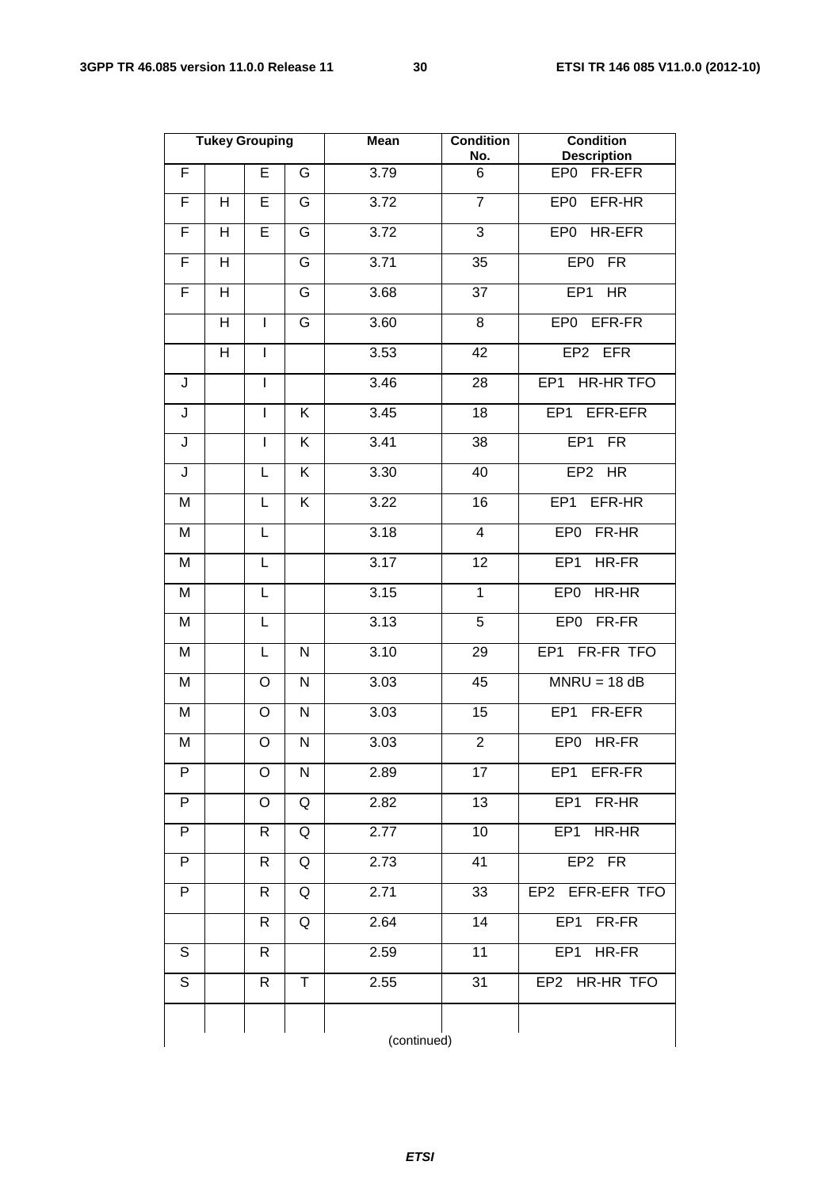| Tukey Grouping | | | | Mean | Condition No. | Condition Description |
|---|---|---|---|---|---|---|
| F | | E | G | 3.79 | 6 | EP0 FR-EFR |
| F | H | E | G | 3.72 | 7 | EP0 EFR-HR |
| F | H | E | G | 3.72 | 3 | EP0 HR-EFR |
| F | H | | G | 3.71 | 35 | EP0 FR |
| F | H | | G | 3.68 | 37 | EP1 HR |
| | H | I | G | 3.60 | 8 | EP0 EFR-FR |
| | H | I | | 3.53 | 42 | EP2 EFR |
| J | | I | | 3.46 | 28 | EP1 HR-HR TFO |
| J | | I | K | 3.45 | 18 | EP1 EFR-EFR |
| J | | I | K | 3.41 | 38 | EP1 FR |
| J | | L | K | 3.30 | 40 | EP2 HR |
| M | | L | K | 3.22 | 16 | EP1 EFR-HR |
| M | | L | | 3.18 | 4 | EP0 FR-HR |
| M | | L | | 3.17 | 12 | EP1 HR-FR |
| M | | L | | 3.15 | 1 | EP0 HR-HR |
| M | | L | | 3.13 | 5 | EP0 FR-FR |
| M | | L | N | 3.10 | 29 | EP1 FR-FR TFO |
| M | | O | N | 3.03 | 45 | MNRU = 18 dB |
| M | | O | N | 3.03 | 15 | EP1 FR-EFR |
| M | | O | N | 3.03 | 2 | EP0 HR-FR |
| P | | O | N | 2.89 | 17 | EP1 EFR-FR |
| P | | O | Q | 2.82 | 13 | EP1 FR-HR |
| P | | R | Q | 2.77 | 10 | EP1 HR-HR |
| P | | R | Q | 2.73 | 41 | EP2 FR |
| P | | R | Q | 2.71 | 33 | EP2 EFR-EFR TFO |
| | | R | Q | 2.64 | 14 | EP1 FR-FR |
| S | | R | | 2.59 | 11 | EP1 HR-FR |
| S | | R | T | 2.55 | 31 | EP2 HR-HR TFO |

(continued)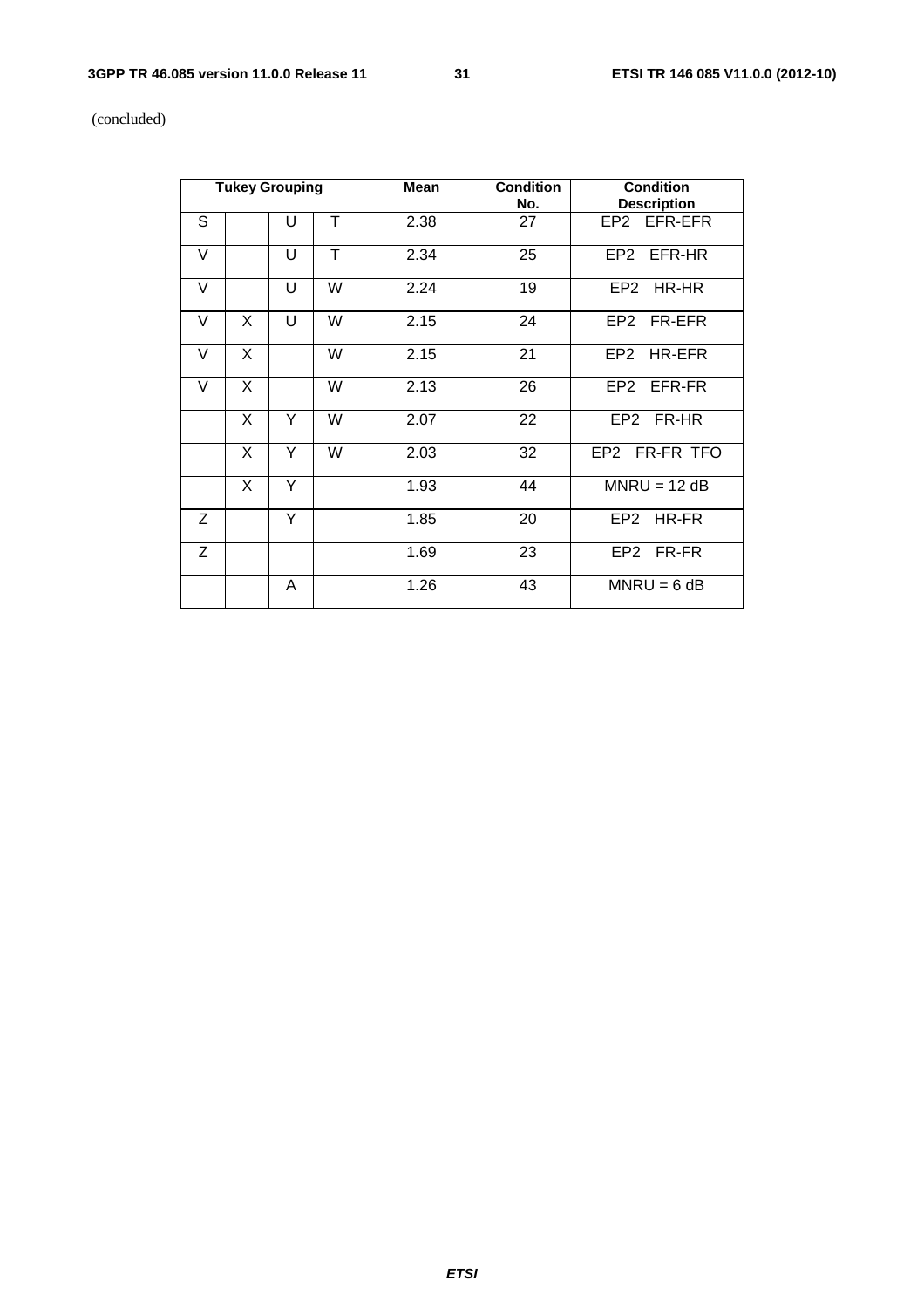(concluded)

| Tukey Grouping | | | | Mean | Condition No. | Condition Description |
|---|---|---|---|---|---|---|
| S | | U | T | 2.38 | 27 | EP2 EFR-EFR |
| V | | U | T | 2.34 | 25 | EP2 EFR-HR |
| V | | U | W | 2.24 | 19 | EP2 HR-HR |
| V | X | U | W | 2.15 | 24 | EP2 FR-EFR |
| V | X | | W | 2.15 | 21 | EP2 HR-EFR |
| V | X | | W | 2.13 | 26 | EP2 EFR-FR |
| | X | Y | W | 2.07 | 22 | EP2 FR-HR |
| | X | Y | W | 2.03 | 32 | EP2 FR-FR TFO |
| | X | Y | | 1.93 | 44 | MNRU = 12 dB |
| Z | | Y | | 1.85 | 20 | EP2 HR-FR |
| Z | | | | 1.69 | 23 | EP2 FR-FR |
| | | A | | 1.26 | 43 | MNRU = 6 dB |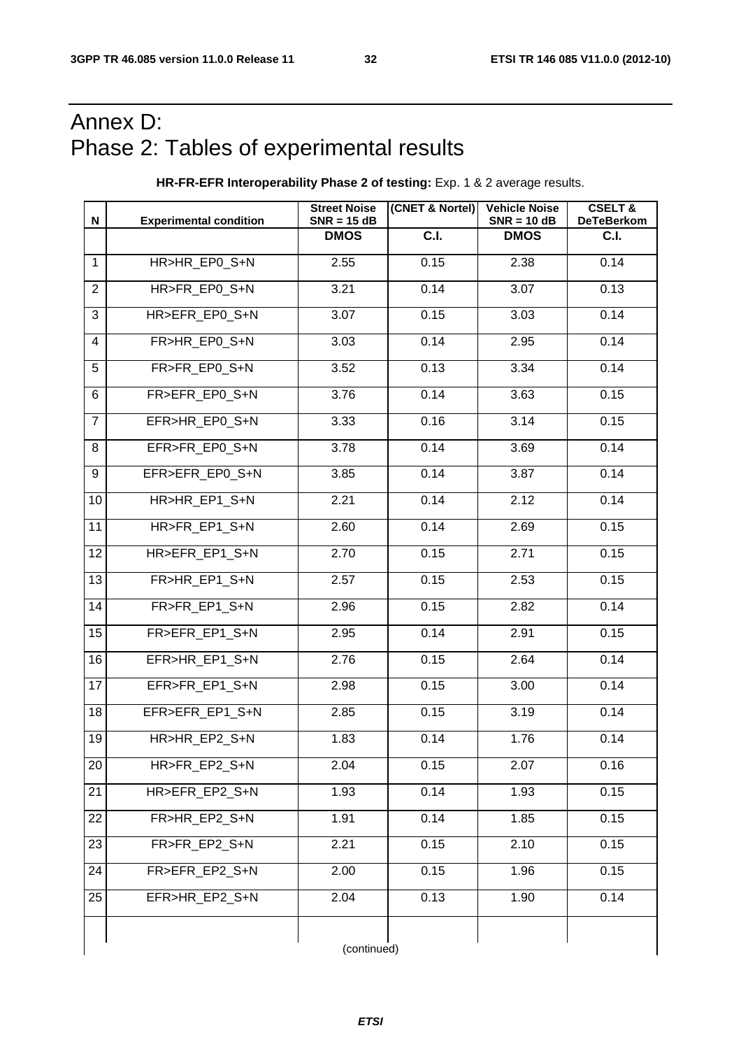# Annex D: Phase 2: Tables of experimental results

**HR-FR-EFR Interoperability Phase 2 of testing:** Exp. 1 & 2 average results.

| N | Experimental condition | Street Noise SNR = 15 dB | (CNET & Nortel) | Vehicle Noise SNR = 10 dB | CSELT & DeTeBerkom |
|---|---|---|---|---|---|
| | | DMOS | C.I. | DMOS | C.I. |
| 1 | HR>HR_EP0_S+N | 2.55 | 0.15 | 2.38 | 0.14 |
| 2 | HR>FR_EP0_S+N | 3.21 | 0.14 | 3.07 | 0.13 |
| 3 | HR>EFR_EP0_S+N | 3.07 | 0.15 | 3.03 | 0.14 |
| 4 | FR>HR_EP0_S+N | 3.03 | 0.14 | 2.95 | 0.14 |
| 5 | FR>FR_EP0_S+N | 3.52 | 0.13 | 3.34 | 0.14 |
| 6 | FR>EFR_EP0_S+N | 3.76 | 0.14 | 3.63 | 0.15 |
| 7 | EFR>HR_EP0_S+N | 3.33 | 0.16 | 3.14 | 0.15 |
| 8 | EFR>FR_EP0_S+N | 3.78 | 0.14 | 3.69 | 0.14 |
| 9 | EFR>EFR_EP0_S+N | 3.85 | 0.14 | 3.87 | 0.14 |
| 10 | HR>HR_EP1_S+N | 2.21 | 0.14 | 2.12 | 0.14 |
| 11 | HR>FR_EP1_S+N | 2.60 | 0.14 | 2.69 | 0.15 |
| 12 | HR>EFR_EP1_S+N | 2.70 | 0.15 | 2.71 | 0.15 |
| 13 | FR>HR_EP1_S+N | 2.57 | 0.15 | 2.53 | 0.15 |
| 14 | FR>FR_EP1_S+N | 2.96 | 0.15 | 2.82 | 0.14 |
| 15 | FR>EFR_EP1_S+N | 2.95 | 0.14 | 2.91 | 0.15 |
| 16 | EFR>HR_EP1_S+N | 2.76 | 0.15 | 2.64 | 0.14 |
| 17 | EFR>FR_EP1_S+N | 2.98 | 0.15 | 3.00 | 0.14 |
| 18 | EFR>EFR_EP1_S+N | 2.85 | 0.15 | 3.19 | 0.14 |
| 19 | HR>HR_EP2_S+N | 1.83 | 0.14 | 1.76 | 0.14 |
| 20 | HR>FR_EP2_S+N | 2.04 | 0.15 | 2.07 | 0.16 |
| 21 | HR>EFR_EP2_S+N | 1.93 | 0.14 | 1.93 | 0.15 |
| 22 | FR>HR_EP2_S+N | 1.91 | 0.14 | 1.85 | 0.15 |
| 23 | FR>FR_EP2_S+N | 2.21 | 0.15 | 2.10 | 0.15 |
| 24 | FR>EFR_EP2_S+N | 2.00 | 0.15 | 1.96 | 0.15 |
| 25 | EFR>HR_EP2_S+N | 2.04 | 0.13 | 1.90 | 0.14 |

(continued)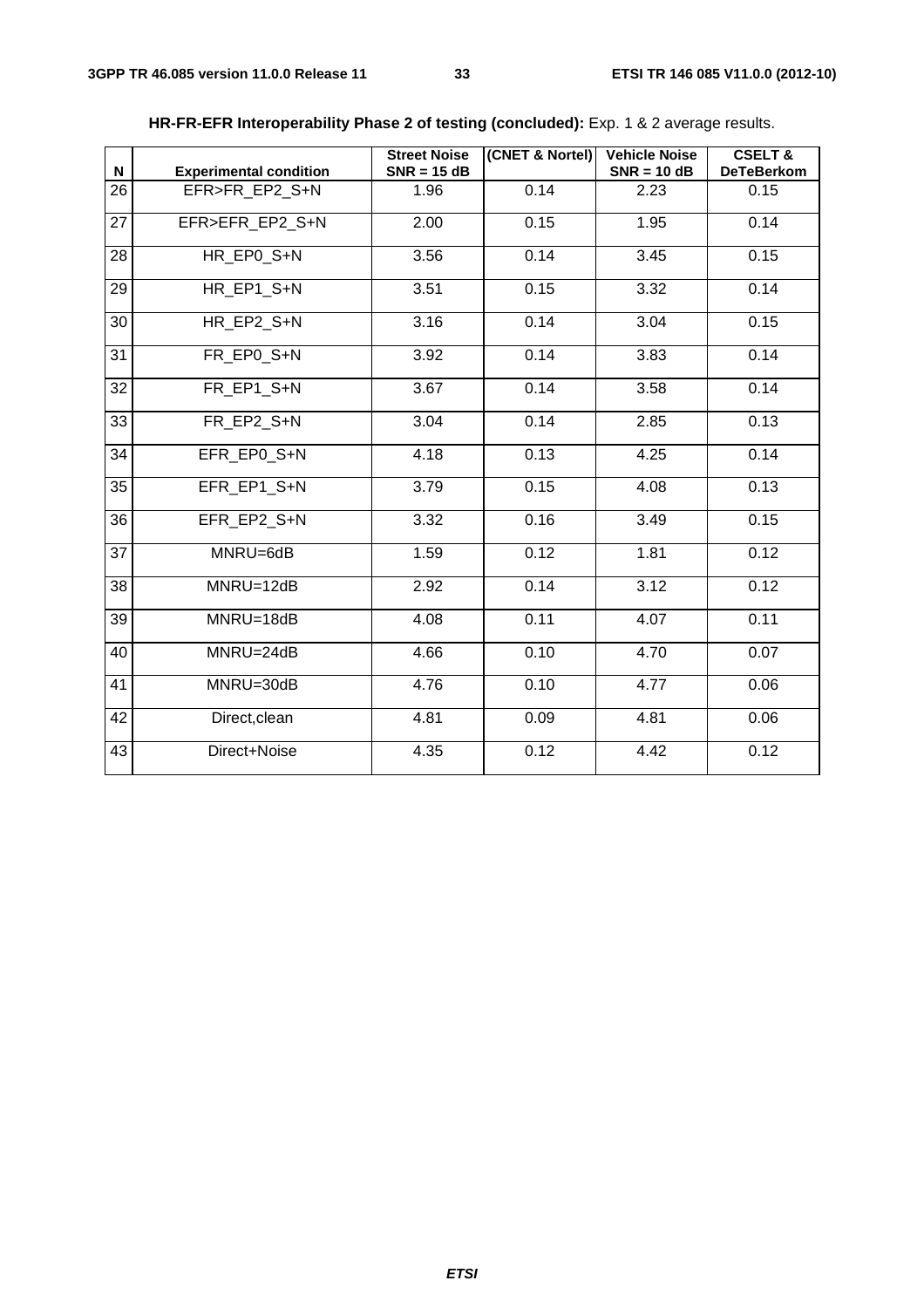**HR-FR-EFR Interoperability Phase 2 of testing (concluded):** Exp. 1 & 2 average results.

| N | Experimental condition | Street Noise SNR = 15 dB | (CNET & Nortel) | Vehicle Noise SNR = 10 dB | CSELT & DeTeBerkom |
|---|---|---|---|---|---|
| 26 | EFR>FR_EP2_S+N | 1.96 | 0.14 | 2.23 | 0.15 |
| 27 | EFR>EFR_EP2_S+N | 2.00 | 0.15 | 1.95 | 0.14 |
| 28 | HR_EP0_S+N | 3.56 | 0.14 | 3.45 | 0.15 |
| 29 | HR_EP1_S+N | 3.51 | 0.15 | 3.32 | 0.14 |
| 30 | HR_EP2_S+N | 3.16 | 0.14 | 3.04 | 0.15 |
| 31 | FR_EP0_S+N | 3.92 | 0.14 | 3.83 | 0.14 |
| 32 | FR_EP1_S+N | 3.67 | 0.14 | 3.58 | 0.14 |
| 33 | FR_EP2_S+N | 3.04 | 0.14 | 2.85 | 0.13 |
| 34 | EFR_EP0_S+N | 4.18 | 0.13 | 4.25 | 0.14 |
| 35 | EFR_EP1_S+N | 3.79 | 0.15 | 4.08 | 0.13 |
| 36 | EFR_EP2_S+N | 3.32 | 0.16 | 3.49 | 0.15 |
| 37 | MNRU=6dB | 1.59 | 0.12 | 1.81 | 0.12 |
| 38 | MNRU=12dB | 2.92 | 0.14 | 3.12 | 0.12 |
| 39 | MNRU=18dB | 4.08 | 0.11 | 4.07 | 0.11 |
| 40 | MNRU=24dB | 4.66 | 0.10 | 4.70 | 0.07 |
| 41 | MNRU=30dB | 4.76 | 0.10 | 4.77 | 0.06 |
| 42 | Direct,clean | 4.81 | 0.09 | 4.81 | 0.06 |
| 43 | Direct+Noise | 4.35 | 0.12 | 4.42 | 0.12 |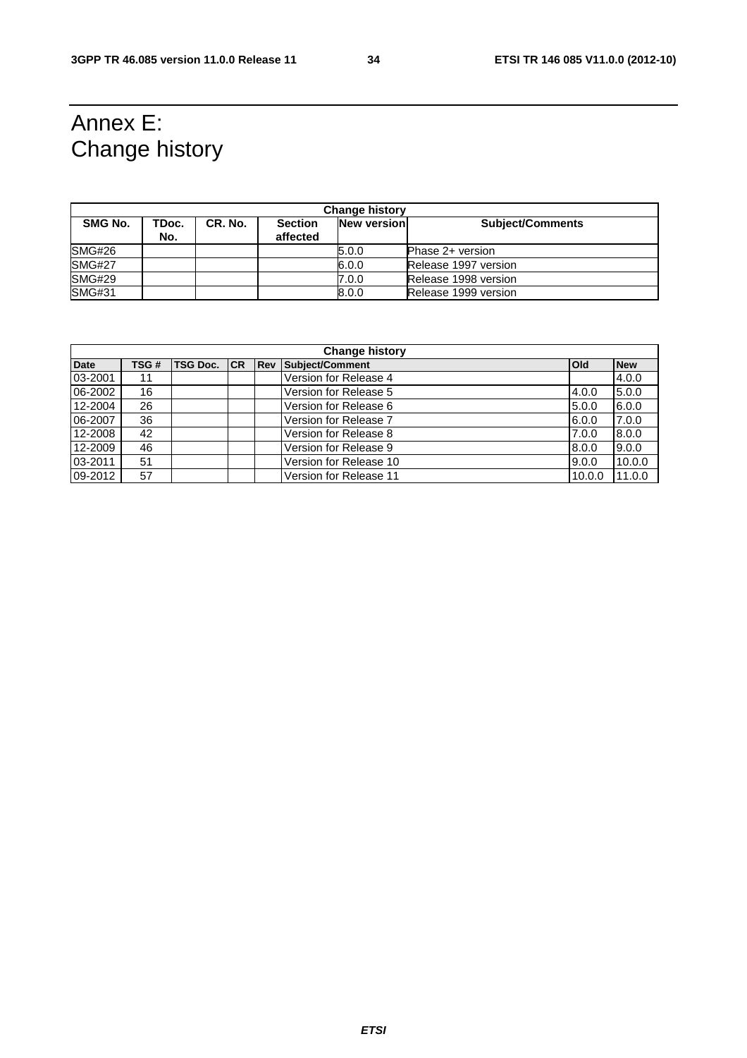# Annex E: Change history

| Change history | | | | | |
|---|---|---|---|---|---|
| SMG No. | TDoc. No. | CR. No. | Section affected | New version | Subject/Comments |
| SMG#26 | | | | 5.0.0 | Phase 2+ version |
| SMG#27 | | | | 6.0.0 | Release 1997 version |
| SMG#29 | | | | 7.0.0 | Release 1998 version |
| SMG#31 | | | | 8.0.0 | Release 1999 version |

| Change history | | | | | | | |
|---|---|---|---|---|---|---|---|
| Date | TSG # | TSG Doc. | CR | Rev | Subject/Comment | Old | New |
| 03-2001 | 11 | | | | Version for Release 4 | | 4.0.0 |
| 06-2002 | 16 | | | | Version for Release 5 | 4.0.0 | 5.0.0 |
| 12-2004 | 26 | | | | Version for Release 6 | 5.0.0 | 6.0.0 |
| 06-2007 | 36 | | | | Version for Release 7 | 6.0.0 | 7.0.0 |
| 12-2008 | 42 | | | | Version for Release 8 | 7.0.0 | 8.0.0 |
| 12-2009 | 46 | | | | Version for Release 9 | 8.0.0 | 9.0.0 |
| 03-2011 | 51 | | | | Version for Release 10 | 9.0.0 | 10.0.0 |
| 09-2012 | 57 | | | | Version for Release 11 | 10.0.0 | 11.0.0 |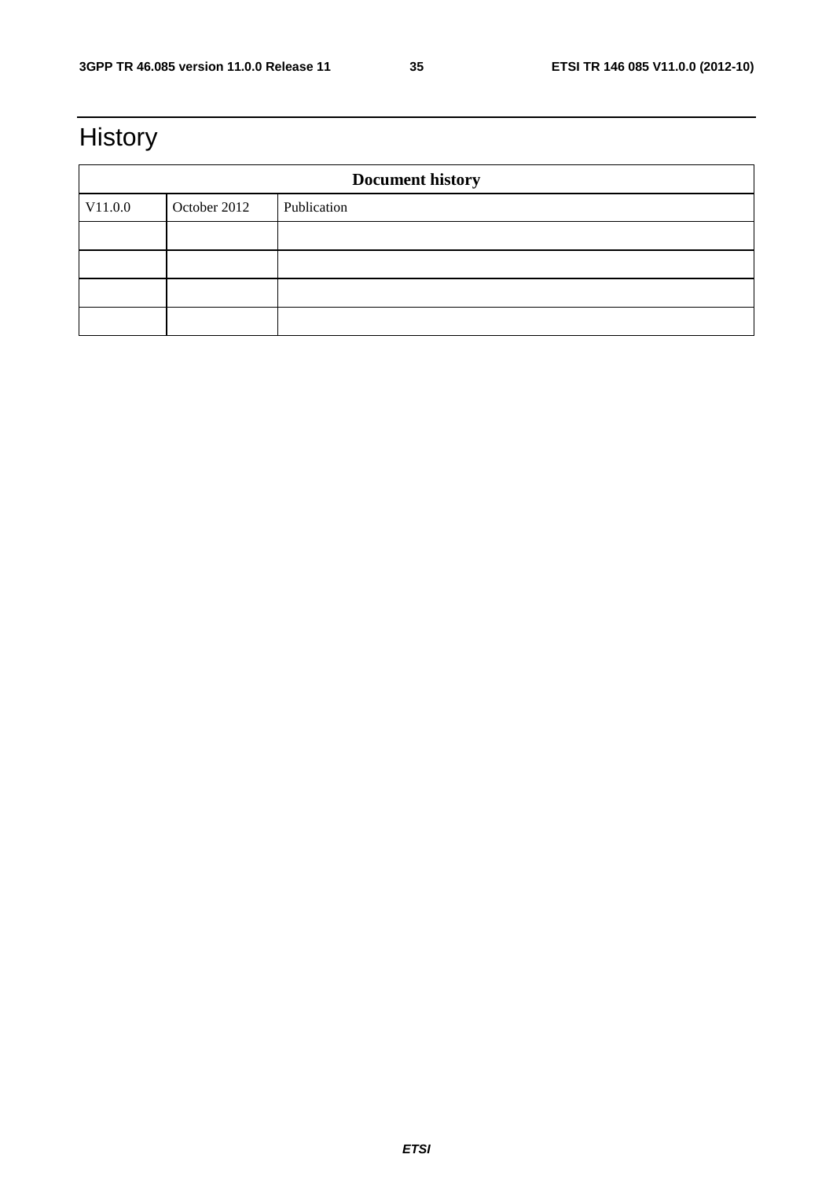# History

| Document history | | |
|---|---|---|
| V11.0.0 | October 2012 | Publication |
| | | |
| | | |
| | | |
| | | |